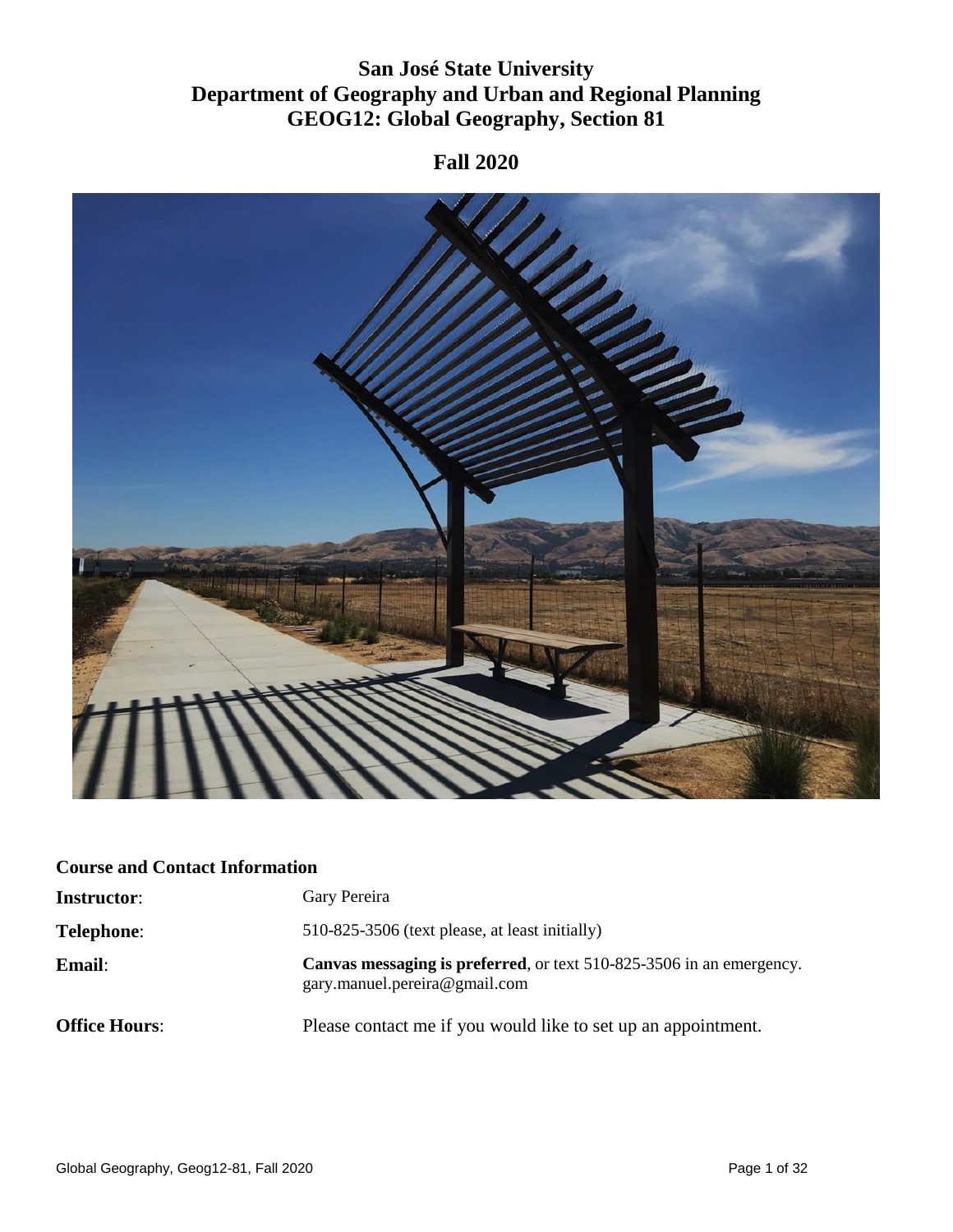# San José State University
# Department of Geography and Urban and Regional Planning
# GEOG12: Global Geography, Section 81

## Fall 2020

### Course and Contact Information

**Instructor**: Gary Pereira

**Telephone**: 510-825-3506 (text please, at least initially)

**Email**: **Canvas messaging is preferred**, or text 510-825-3506 in an emergency.
gary.manuel.pereira@gmail.com

**Office Hours**: Please contact me if you would like to set up an appointment.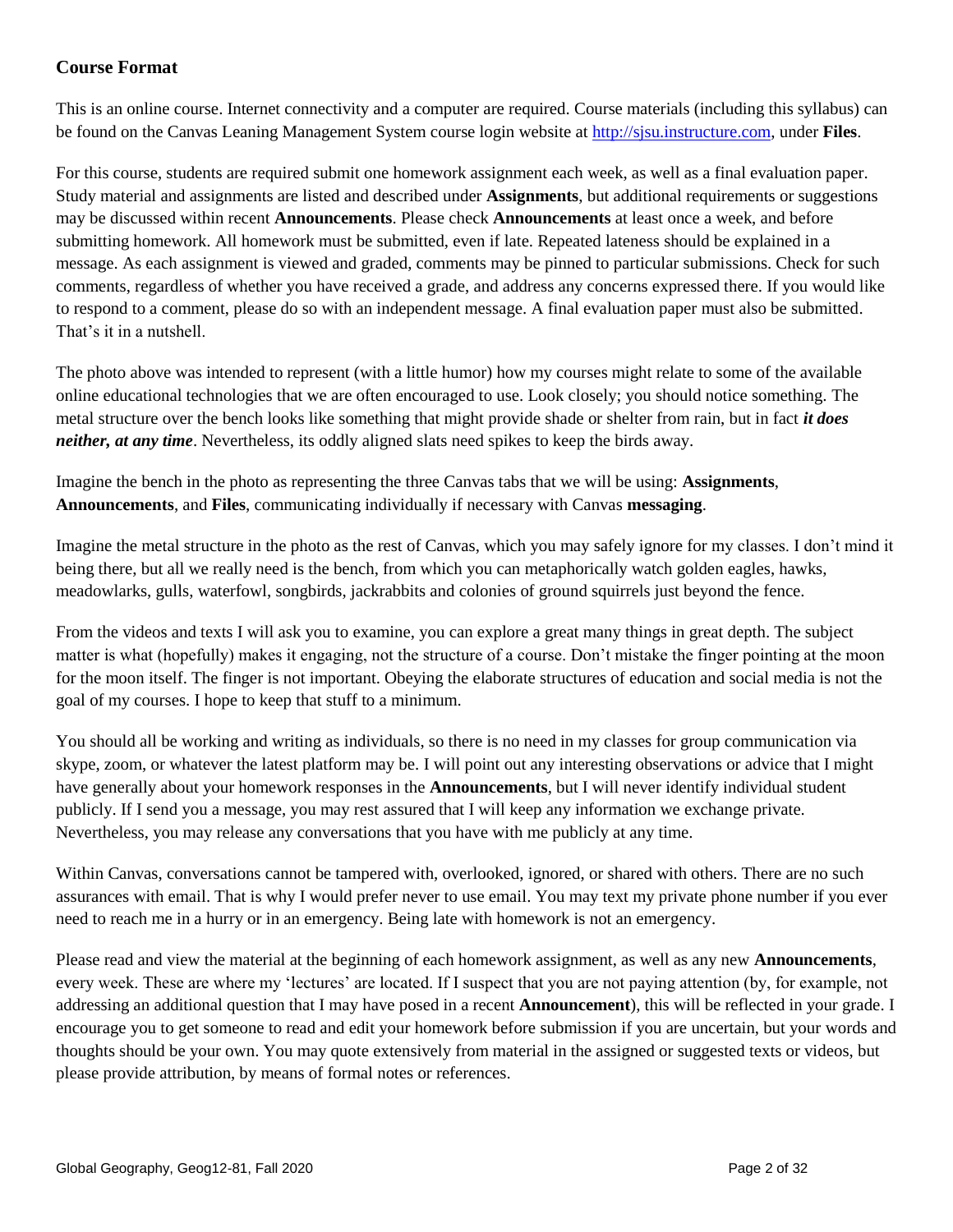## Course Format

This is an online course. Internet connectivity and a computer are required. Course materials (including this syllabus) can be found on the Canvas Leaning Management System course login website at http://sjsu.instructure.com, under **Files**.

For this course, students are required submit one homework assignment each week, as well as a final evaluation paper. Study material and assignments are listed and described under **Assignments**, but additional requirements or suggestions may be discussed within recent **Announcements**. Please check **Announcements** at least once a week, and before submitting homework. All homework must be submitted, even if late. Repeated lateness should be explained in a message. As each assignment is viewed and graded, comments may be pinned to particular submissions. Check for such comments, regardless of whether you have received a grade, and address any concerns expressed there. If you would like to respond to a comment, please do so with an independent message. A final evaluation paper must also be submitted. That's it in a nutshell.

The photo above was intended to represent (with a little humor) how my courses might relate to some of the available online educational technologies that we are often encouraged to use. Look closely; you should notice something. The metal structure over the bench looks like something that might provide shade or shelter from rain, but in fact ***it does neither, at any time***. Nevertheless, its oddly aligned slats need spikes to keep the birds away.

Imagine the bench in the photo as representing the three Canvas tabs that we will be using: **Assignments**, **Announcements**, and **Files**, communicating individually if necessary with Canvas **messaging**.

Imagine the metal structure in the photo as the rest of Canvas, which you may safely ignore for my classes. I don't mind it being there, but all we really need is the bench, from which you can metaphorically watch golden eagles, hawks, meadowlarks, gulls, waterfowl, songbirds, jackrabbits and colonies of ground squirrels just beyond the fence.

From the videos and texts I will ask you to examine, you can explore a great many things in great depth. The subject matter is what (hopefully) makes it engaging, not the structure of a course. Don't mistake the finger pointing at the moon for the moon itself. The finger is not important. Obeying the elaborate structures of education and social media is not the goal of my courses. I hope to keep that stuff to a minimum.

You should all be working and writing as individuals, so there is no need in my classes for group communication via skype, zoom, or whatever the latest platform may be. I will point out any interesting observations or advice that I might have generally about your homework responses in the **Announcements**, but I will never identify individual student publicly. If I send you a message, you may rest assured that I will keep any information we exchange private. Nevertheless, you may release any conversations that you have with me publicly at any time.

Within Canvas, conversations cannot be tampered with, overlooked, ignored, or shared with others. There are no such assurances with email. That is why I would prefer never to use email. You may text my private phone number if you ever need to reach me in a hurry or in an emergency. Being late with homework is not an emergency.

Please read and view the material at the beginning of each homework assignment, as well as any new **Announcements**, every week. These are where my 'lectures' are located. If I suspect that you are not paying attention (by, for example, not addressing an additional question that I may have posed in a recent **Announcement**), this will be reflected in your grade. I encourage you to get someone to read and edit your homework before submission if you are uncertain, but your words and thoughts should be your own. You may quote extensively from material in the assigned or suggested texts or videos, but please provide attribution, by means of formal notes or references.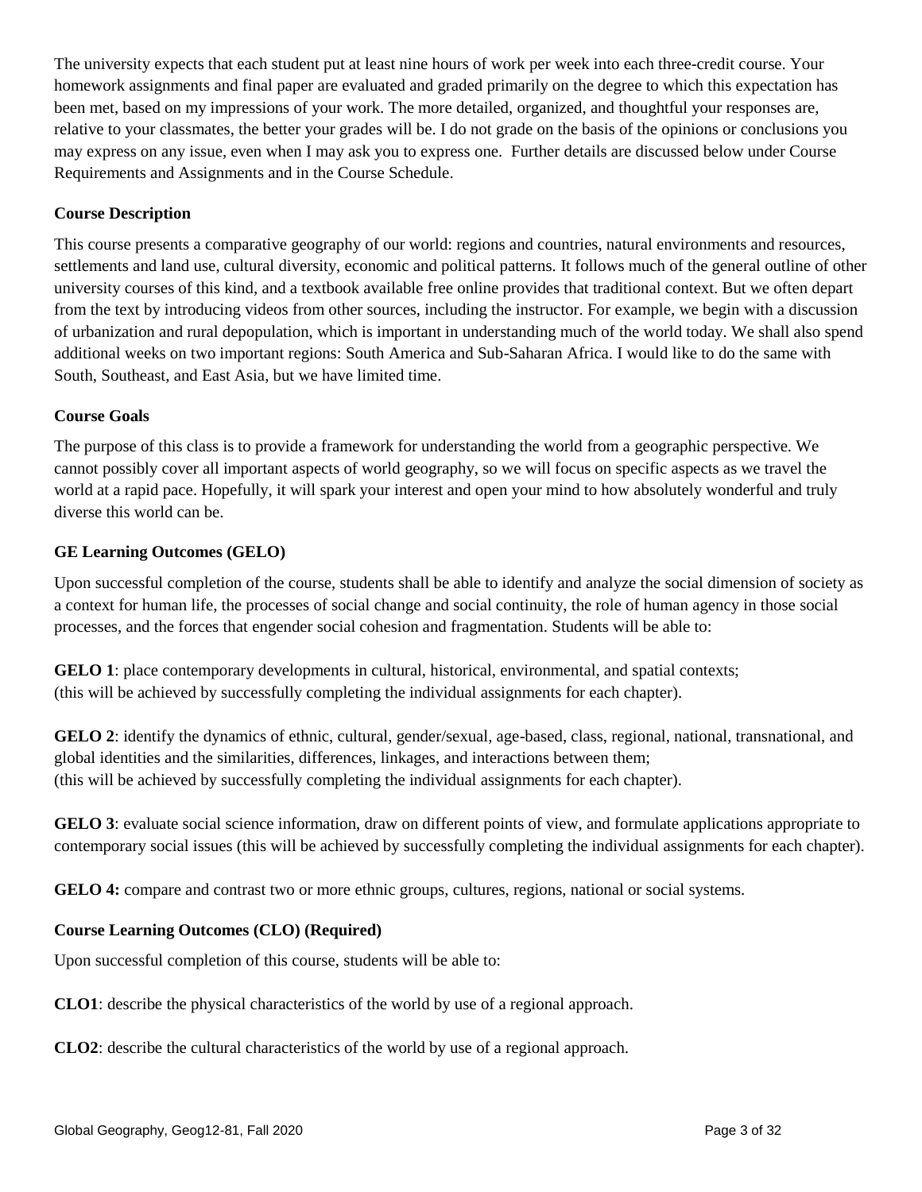The university expects that each student put at least nine hours of work per week into each three-credit course. Your homework assignments and final paper are evaluated and graded primarily on the degree to which this expectation has been met, based on my impressions of your work. The more detailed, organized, and thoughtful your responses are, relative to your classmates, the better your grades will be. I do not grade on the basis of the opinions or conclusions you may express on any issue, even when I may ask you to express one. Further details are discussed below under Course Requirements and Assignments and in the Course Schedule.

**Course Description**

This course presents a comparative geography of our world: regions and countries, natural environments and resources, settlements and land use, cultural diversity, economic and political patterns. It follows much of the general outline of other university courses of this kind, and a textbook available free online provides that traditional context. But we often depart from the text by introducing videos from other sources, including the instructor. For example, we begin with a discussion of urbanization and rural depopulation, which is important in understanding much of the world today. We shall also spend additional weeks on two important regions: South America and Sub-Saharan Africa. I would like to do the same with South, Southeast, and East Asia, but we have limited time.

**Course Goals**

The purpose of this class is to provide a framework for understanding the world from a geographic perspective. We cannot possibly cover all important aspects of world geography, so we will focus on specific aspects as we travel the world at a rapid pace. Hopefully, it will spark your interest and open your mind to how absolutely wonderful and truly diverse this world can be.

**GE Learning Outcomes (GELO)**

Upon successful completion of the course, students shall be able to identify and analyze the social dimension of society as a context for human life, the processes of social change and social continuity, the role of human agency in those social processes, and the forces that engender social cohesion and fragmentation. Students will be able to:

**GELO 1**: place contemporary developments in cultural, historical, environmental, and spatial contexts;
(this will be achieved by successfully completing the individual assignments for each chapter).

**GELO 2**: identify the dynamics of ethnic, cultural, gender/sexual, age-based, class, regional, national, transnational, and global identities and the similarities, differences, linkages, and interactions between them;
(this will be achieved by successfully completing the individual assignments for each chapter).

**GELO 3**: evaluate social science information, draw on different points of view, and formulate applications appropriate to contemporary social issues (this will be achieved by successfully completing the individual assignments for each chapter).

**GELO 4:** compare and contrast two or more ethnic groups, cultures, regions, national or social systems.

**Course Learning Outcomes (CLO) (Required)**

Upon successful completion of this course, students will be able to:

**CLO1**: describe the physical characteristics of the world by use of a regional approach.

**CLO2**: describe the cultural characteristics of the world by use of a regional approach.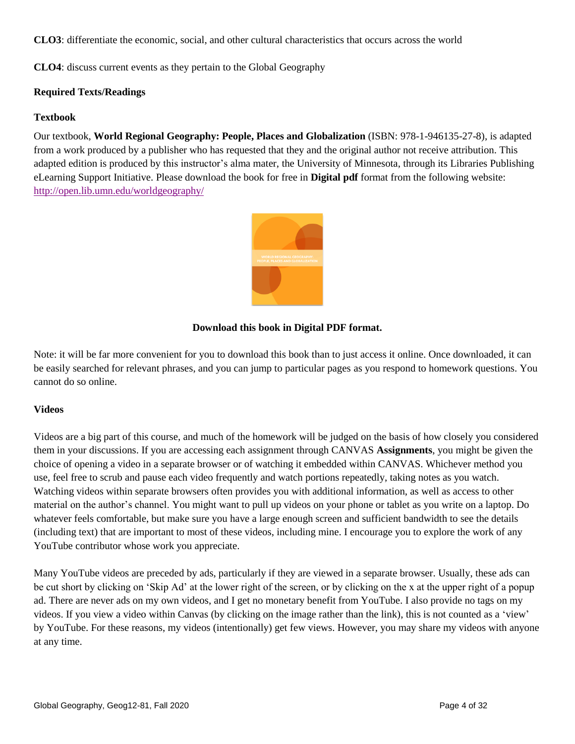**CLO3**: differentiate the economic, social, and other cultural characteristics that occurs across the world

**CLO4**: discuss current events as they pertain to the Global Geography

### Required Texts/Readings

#### Textbook

Our textbook, **World Regional Geography: People, Places and Globalization** (ISBN: 978-1-946135-27-8), is adapted from a work produced by a publisher who has requested that they and the original author not receive attribution. This adapted edition is produced by this instructor's alma mater, the University of Minnesota, through its Libraries Publishing eLearning Support Initiative. Please download the book for free in **Digital pdf** format from the following website: http://open.lib.umn.edu/worldgeography/

**Download this book in Digital PDF format.**

Note: it will be far more convenient for you to download this book than to just access it online. Once downloaded, it can be easily searched for relevant phrases, and you can jump to particular pages as you respond to homework questions. You cannot do so online.

#### Videos

Videos are a big part of this course, and much of the homework will be judged on the basis of how closely you considered them in your discussions. If you are accessing each assignment through CANVAS **Assignments**, you might be given the choice of opening a video in a separate browser or of watching it embedded within CANVAS. Whichever method you use, feel free to scrub and pause each video frequently and watch portions repeatedly, taking notes as you watch. Watching videos within separate browsers often provides you with additional information, as well as access to other material on the author's channel. You might want to pull up videos on your phone or tablet as you write on a laptop. Do whatever feels comfortable, but make sure you have a large enough screen and sufficient bandwidth to see the details (including text) that are important to most of these videos, including mine. I encourage you to explore the work of any YouTube contributor whose work you appreciate.

Many YouTube videos are preceded by ads, particularly if they are viewed in a separate browser. Usually, these ads can be cut short by clicking on 'Skip Ad' at the lower right of the screen, or by clicking on the x at the upper right of a popup ad. There are never ads on my own videos, and I get no monetary benefit from YouTube. I also provide no tags on my videos. If you view a video within Canvas (by clicking on the image rather than the link), this is not counted as a 'view' by YouTube. For these reasons, my videos (intentionally) get few views. However, you may share my videos with anyone at any time.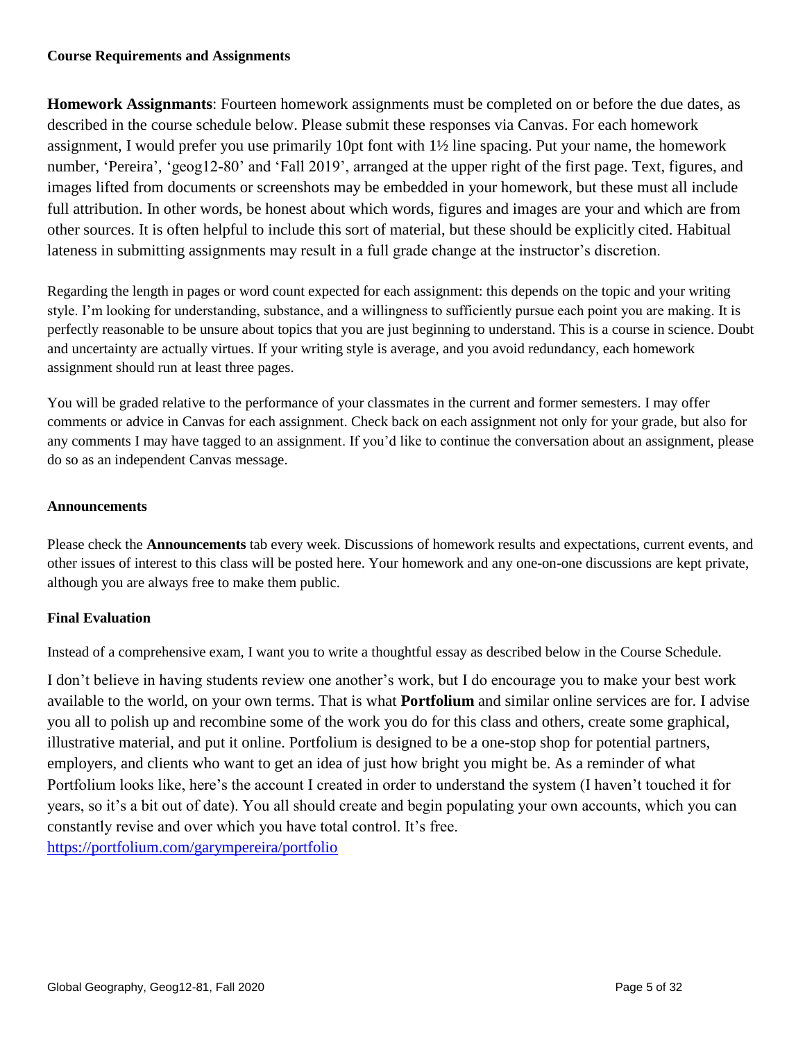**Course Requirements and Assignments**

**Homework Assignmants**: Fourteen homework assignments must be completed on or before the due dates, as described in the course schedule below. Please submit these responses via Canvas. For each homework assignment, I would prefer you use primarily 10pt font with 1½ line spacing. Put your name, the homework number, 'Pereira', 'geog12-80' and 'Fall 2019', arranged at the upper right of the first page. Text, figures, and images lifted from documents or screenshots may be embedded in your homework, but these must all include full attribution. In other words, be honest about which words, figures and images are your and which are from other sources. It is often helpful to include this sort of material, but these should be explicitly cited. Habitual lateness in submitting assignments may result in a full grade change at the instructor's discretion.

Regarding the length in pages or word count expected for each assignment: this depends on the topic and your writing style. I'm looking for understanding, substance, and a willingness to sufficiently pursue each point you are making. It is perfectly reasonable to be unsure about topics that you are just beginning to understand. This is a course in science. Doubt and uncertainty are actually virtues. If your writing style is average, and you avoid redundancy, each homework assignment should run at least three pages.

You will be graded relative to the performance of your classmates in the current and former semesters. I may offer comments or advice in Canvas for each assignment. Check back on each assignment not only for your grade, but also for any comments I may have tagged to an assignment. If you'd like to continue the conversation about an assignment, please do so as an independent Canvas message.

**Announcements**

Please check the **Announcements** tab every week. Discussions of homework results and expectations, current events, and other issues of interest to this class will be posted here. Your homework and any one-on-one discussions are kept private, although you are always free to make them public.

**Final Evaluation**

Instead of a comprehensive exam, I want you to write a thoughtful essay as described below in the Course Schedule.

I don't believe in having students review one another's work, but I do encourage you to make your best work available to the world, on your own terms. That is what **Portfolium** and similar online services are for. I advise you all to polish up and recombine some of the work you do for this class and others, create some graphical, illustrative material, and put it online. Portfolium is designed to be a one-stop shop for potential partners, employers, and clients who want to get an idea of just how bright you might be. As a reminder of what Portfolium looks like, here's the account I created in order to understand the system (I haven't touched it for years, so it's a bit out of date). You all should create and begin populating your own accounts, which you can constantly revise and over which you have total control. It's free.
[https://portfolium.com/garympereira/portfolio](https://portfolium.com/garympereira/portfolio)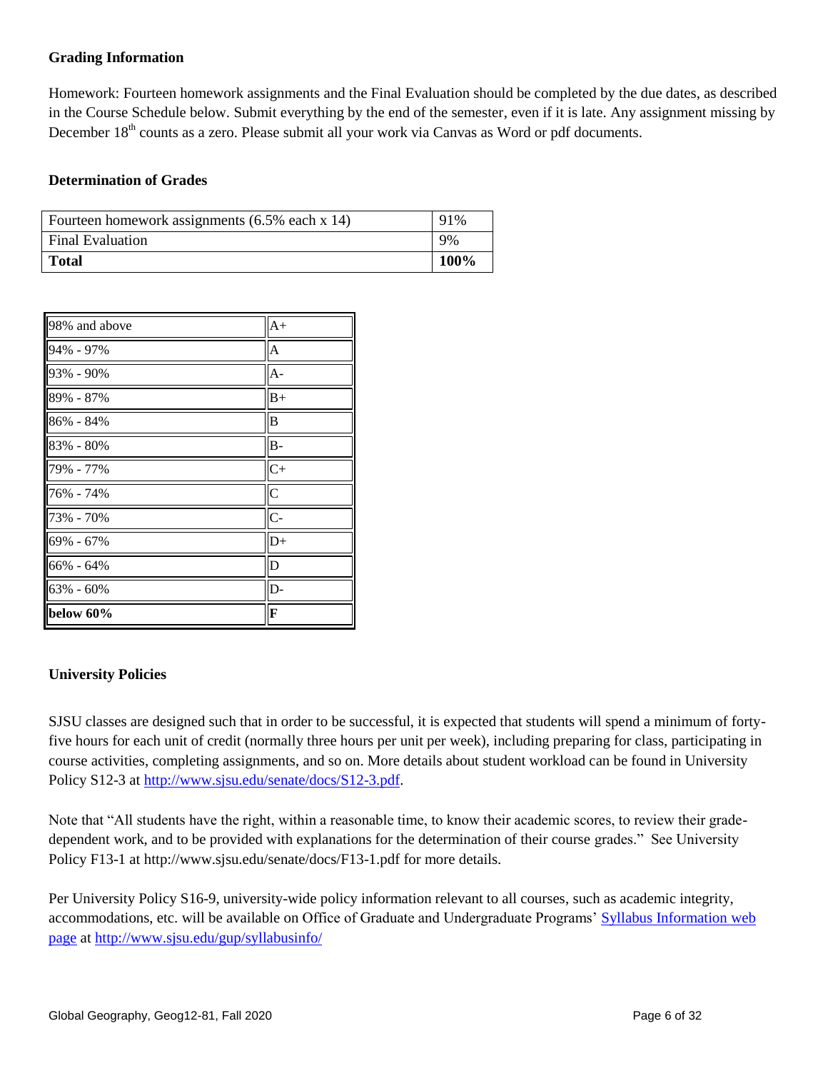### Grading Information

Homework: Fourteen homework assignments and the Final Evaluation should be completed by the due dates, as described in the Course Schedule below. Submit everything by the end of the semester, even if it is late. Any assignment missing by December 18th counts as a zero. Please submit all your work via Canvas as Word or pdf documents.

### Determination of Grades

| Fourteen homework assignments (6.5% each x 14) | 91% |
|---|---|
| Final Evaluation | 9% |
| **Total** | **100%** |

| 98% and above | A+ |
|---|---|
| 94% - 97% | A |
| 93% - 90% | A- |
| 89% - 87% | B+ |
| 86% - 84% | B |
| 83% - 80% | B- |
| 79% - 77% | C+ |
| 76% - 74% | C |
| 73% - 70% | C- |
| 69% - 67% | D+ |
| 66% - 64% | D |
| 63% - 60% | D- |
| **below 60%** | **F** |

### University Policies

SJSU classes are designed such that in order to be successful, it is expected that students will spend a minimum of forty-five hours for each unit of credit (normally three hours per unit per week), including preparing for class, participating in course activities, completing assignments, and so on. More details about student workload can be found in University Policy S12-3 at http://www.sjsu.edu/senate/docs/S12-3.pdf.

Note that "All students have the right, within a reasonable time, to know their academic scores, to review their grade-dependent work, and to be provided with explanations for the determination of their course grades." See University Policy F13-1 at http://www.sjsu.edu/senate/docs/F13-1.pdf for more details.

Per University Policy S16-9, university-wide policy information relevant to all courses, such as academic integrity, accommodations, etc. will be available on Office of Graduate and Undergraduate Programs' Syllabus Information web page at http://www.sjsu.edu/gup/syllabusinfo/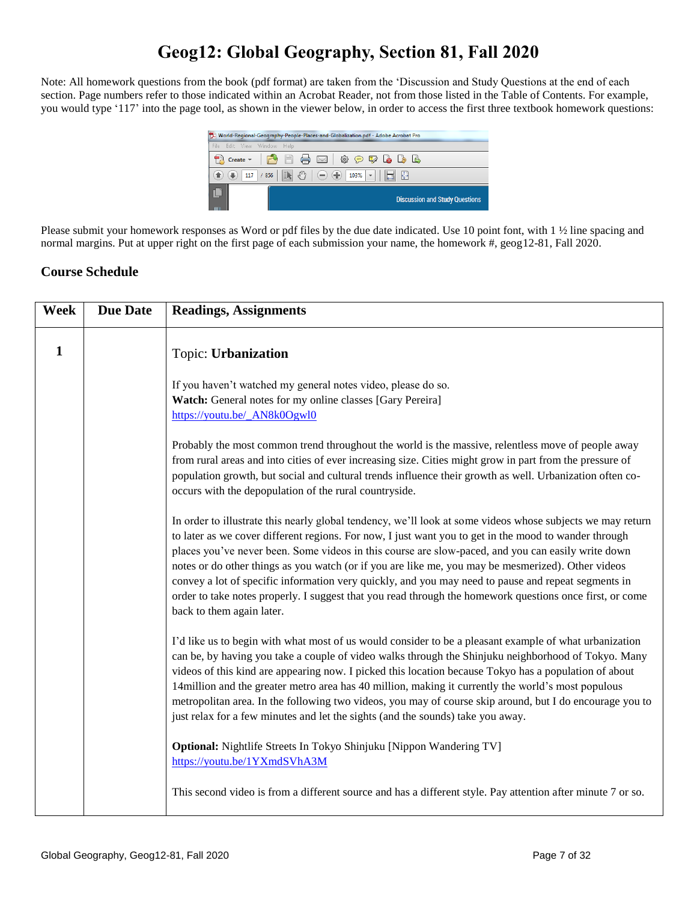# Geog12: Global Geography, Section 81, Fall 2020

Note: All homework questions from the book (pdf format) are taken from the 'Discussion and Study Questions at the end of each section. Page numbers refer to those indicated within an Acrobat Reader, not from those listed in the Table of Contents. For example, you would type '117' into the page tool, as shown in the viewer below, in order to access the first three textbook homework questions:

Please submit your homework responses as Word or pdf files by the due date indicated. Use 10 point font, with 1 ½ line spacing and normal margins. Put at upper right on the first page of each submission your name, the homework #, geog12-81, Fall 2020.

## Course Schedule

| Week | Due Date | Readings, Assignments |
|---|---|---|
| 1 | | Topic: **Urbanization**<br><br>If you haven't watched my general notes video, please do so.<br>**Watch:** General notes for my online classes [Gary Pereira]<br>https://youtu.be/_AN8k0Ogwl0<br><br>Probably the most common trend throughout the world is the massive, relentless move of people away from rural areas and into cities of ever increasing size. Cities might grow in part from the pressure of population growth, but social and cultural trends influence their growth as well. Urbanization often co-occurs with the depopulation of the rural countryside.<br><br>In order to illustrate this nearly global tendency, we'll look at some videos whose subjects we may return to later as we cover different regions. For now, I just want you to get in the mood to wander through places you've never been. Some videos in this course are slow-paced, and you can easily write down notes or do other things as you watch (or if you are like me, you may be mesmerized). Other videos convey a lot of specific information very quickly, and you may need to pause and repeat segments in order to take notes properly. I suggest that you read through the homework questions once first, or come back to them again later.<br><br>I'd like us to begin with what most of us would consider to be a pleasant example of what urbanization can be, by having you take a couple of video walks through the Shinjuku neighborhood of Tokyo. Many videos of this kind are appearing now. I picked this location because Tokyo has a population of about 14million and the greater metro area has 40 million, making it currently the world's most populous metropolitan area. In the following two videos, you may of course skip around, but I do encourage you to just relax for a few minutes and let the sights (and the sounds) take you away.<br><br>**Optional:** Nightlife Streets In Tokyo Shinjuku [Nippon Wandering TV]<br>https://youtu.be/1YXmdSVhA3M<br><br>This second video is from a different source and has a different style. Pay attention after minute 7 or so. |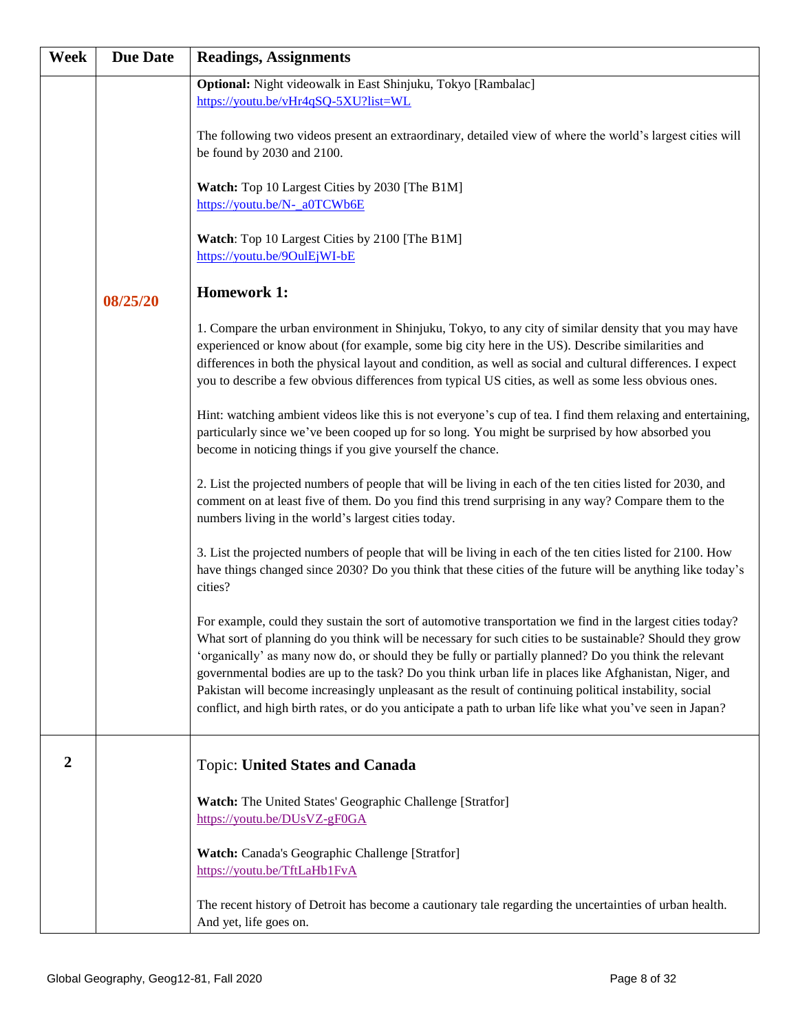| Week | Due Date | Readings, Assignments |
|---|---|---|
| | 08/25/20 | **Optional:** Night videowalk in East Shinjuku, Tokyo [Rambalac] https://youtu.be/vHr4qSQ-5XU?list=WL<br><br>The following two videos present an extraordinary, detailed view of where the world's largest cities will be found by 2030 and 2100.<br><br>**Watch:** Top 10 Largest Cities by 2030 [The B1M] https://youtu.be/N-_a0TCWb6E<br><br>**Watch**: Top 10 Largest Cities by 2100 [The B1M] https://youtu.be/9OulEjWI-bE<br><br>**Homework 1:**<br><br>1. Compare the urban environment in Shinjuku, Tokyo, to any city of similar density that you may have experienced or know about (for example, some big city here in the US). Describe similarities and differences in both the physical layout and condition, as well as social and cultural differences. I expect you to describe a few obvious differences from typical US cities, as well as some less obvious ones.<br><br>Hint: watching ambient videos like this is not everyone's cup of tea. I find them relaxing and entertaining, particularly since we've been cooped up for so long. You might be surprised by how absorbed you become in noticing things if you give yourself the chance.<br><br>2. List the projected numbers of people that will be living in each of the ten cities listed for 2030, and comment on at least five of them. Do you find this trend surprising in any way? Compare them to the numbers living in the world's largest cities today.<br><br>3. List the projected numbers of people that will be living in each of the ten cities listed for 2100. How have things changed since 2030? Do you think that these cities of the future will be anything like today's cities?<br><br>For example, could they sustain the sort of automotive transportation we find in the largest cities today? What sort of planning do you think will be necessary for such cities to be sustainable? Should they grow 'organically' as many now do, or should they be fully or partially planned? Do you think the relevant governmental bodies are up to the task? Do you think urban life in places like Afghanistan, Niger, and Pakistan will become increasingly unpleasant as the result of continuing political instability, social conflict, and high birth rates, or do you anticipate a path to urban life like what you've seen in Japan? |
| **2** | | Topic: **United States and Canada**<br><br>**Watch:** The United States' Geographic Challenge [Stratfor] https://youtu.be/DUsVZ-gF0GA<br><br>**Watch:** Canada's Geographic Challenge [Stratfor] https://youtu.be/TftLaHb1FvA<br><br>The recent history of Detroit has become a cautionary tale regarding the uncertainties of urban health. And yet, life goes on. |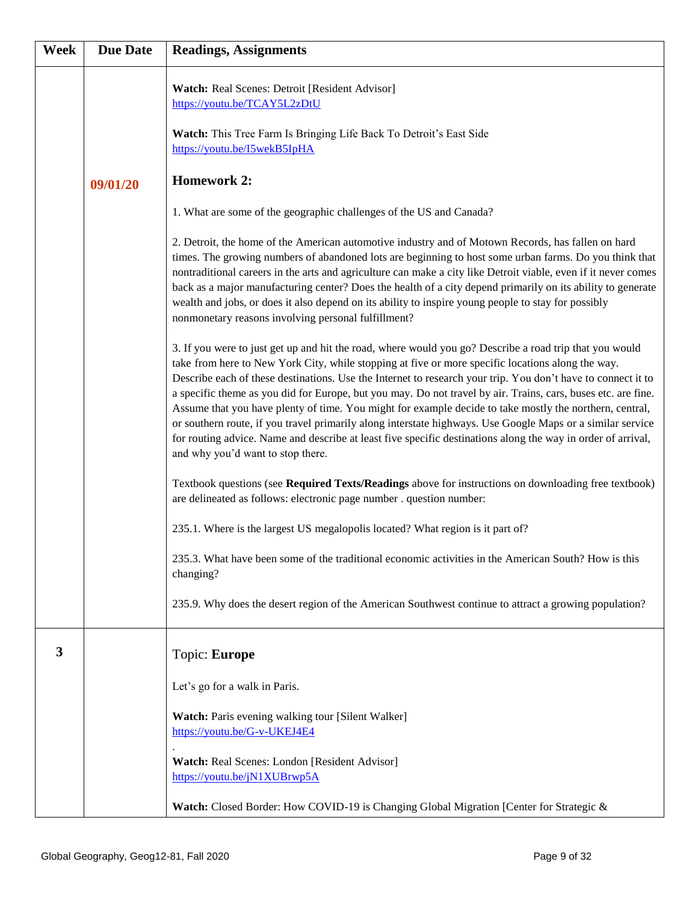| Week | Due Date | Readings, Assignments |
|---|---|---|
| | 09/01/20 | **Watch:** Real Scenes: Detroit [Resident Advisor]<br>https://youtu.be/TCAY5L2zDtU<br><br>**Watch:** This Tree Farm Is Bringing Life Back To Detroit's East Side<br>https://youtu.be/I5wekB5IpHA<br><br>**Homework 2:**<br><br>1. What are some of the geographic challenges of the US and Canada?<br><br>2. Detroit, the home of the American automotive industry and of Motown Records, has fallen on hard times. The growing numbers of abandoned lots are beginning to host some urban farms. Do you think that nontraditional careers in the arts and agriculture can make a city like Detroit viable, even if it never comes back as a major manufacturing center? Does the health of a city depend primarily on its ability to generate wealth and jobs, or does it also depend on its ability to inspire young people to stay for possibly nonmonetary reasons involving personal fulfillment?<br><br>3. If you were to just get up and hit the road, where would you go? Describe a road trip that you would take from here to New York City, while stopping at five or more specific locations along the way. Describe each of these destinations. Use the Internet to research your trip. You don't have to connect it to a specific theme as you did for Europe, but you may. Do not travel by air. Trains, cars, buses etc. are fine. Assume that you have plenty of time. You might for example decide to take mostly the northern, central, or southern route, if you travel primarily along interstate highways. Use Google Maps or a similar service for routing advice. Name and describe at least five specific destinations along the way in order of arrival, and why you'd want to stop there.<br><br>Textbook questions (see **Required Texts/Readings** above for instructions on downloading free textbook) are delineated as follows: electronic page number . question number:<br><br>235.1. Where is the largest US megalopolis located? What region is it part of?<br><br>235.3. What have been some of the traditional economic activities in the American South? How is this changing?<br><br>235.9. Why does the desert region of the American Southwest continue to attract a growing population? |
| **3** | | Topic: **Europe**<br><br>Let's go for a walk in Paris.<br><br>**Watch:** Paris evening walking tour [Silent Walker]<br>https://youtu.be/G-v-UKEJ4E4<br>.<br>**Watch:** Real Scenes: London [Resident Advisor]<br>https://youtu.be/jN1XUBrwp5A<br><br>**Watch:** Closed Border: How COVID-19 is Changing Global Migration [Center for Strategic & |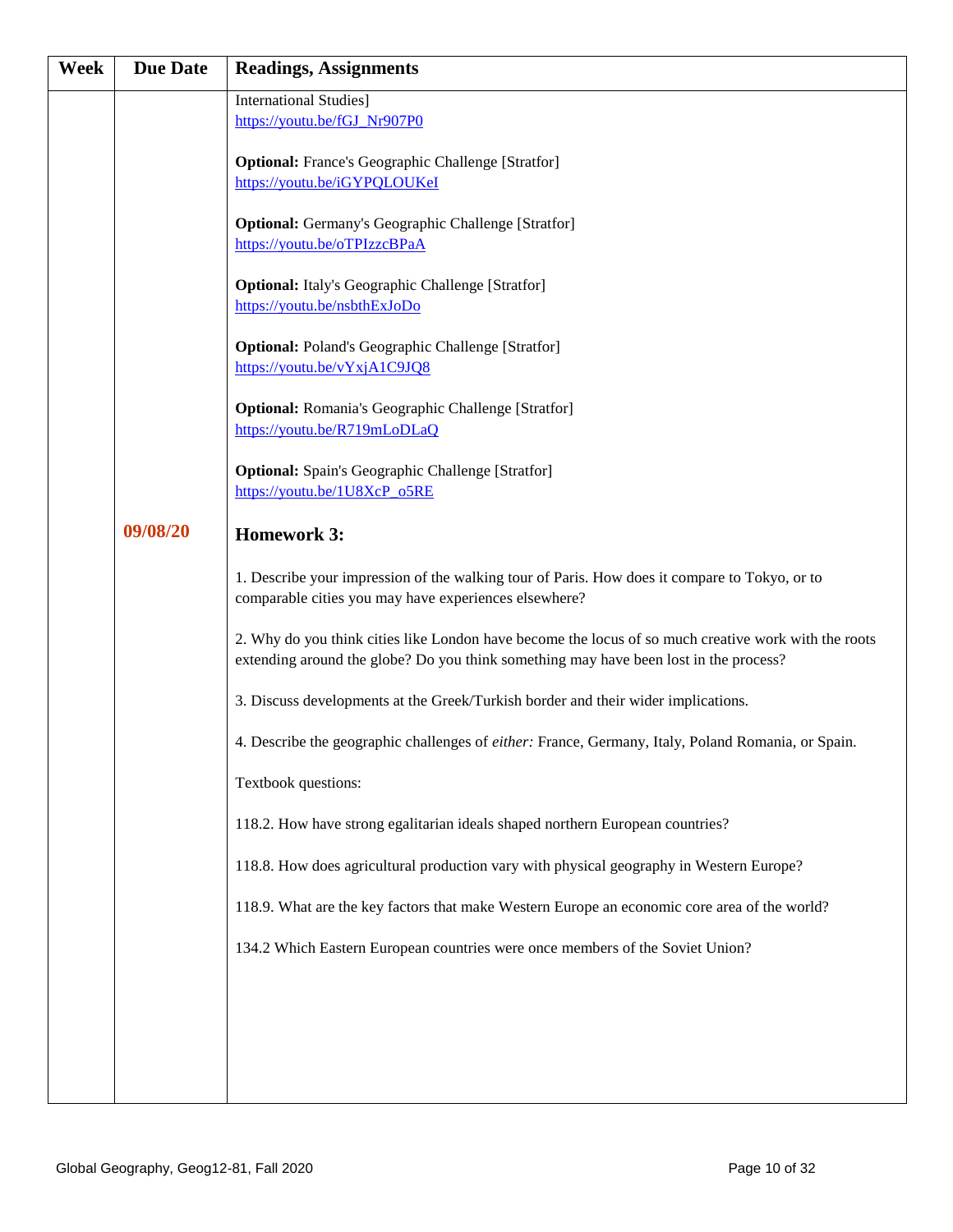| Week | Due Date | Readings, Assignments |
| --- | --- | --- |
| | | International Studies]<br>https://youtu.be/fGJ_Nr907P0<br><br>**Optional:** France's Geographic Challenge [Stratfor]<br>https://youtu.be/iGYPQLOUKeI<br><br>**Optional:** Germany's Geographic Challenge [Stratfor]<br>https://youtu.be/oTPIzzcBPaA<br><br>**Optional:** Italy's Geographic Challenge [Stratfor]<br>https://youtu.be/nsbthExJoDo<br><br>**Optional:** Poland's Geographic Challenge [Stratfor]<br>https://youtu.be/vYxjA1C9JQ8<br><br>**Optional:** Romania's Geographic Challenge [Stratfor]<br>https://youtu.be/R719mLoDLaQ<br><br>**Optional:** Spain's Geographic Challenge [Stratfor]<br>https://youtu.be/1U8XcP_o5RE |
| | **09/08/20** | **Homework 3:**<br><br>1. Describe your impression of the walking tour of Paris. How does it compare to Tokyo, or to comparable cities you may have experiences elsewhere?<br><br>2. Why do you think cities like London have become the locus of so much creative work with the roots extending around the globe? Do you think something may have been lost in the process?<br><br>3. Discuss developments at the Greek/Turkish border and their wider implications.<br><br>4. Describe the geographic challenges of *either:* France, Germany, Italy, Poland Romania, or Spain.<br><br>Textbook questions:<br><br>118.2. How have strong egalitarian ideals shaped northern European countries?<br><br>118.8. How does agricultural production vary with physical geography in Western Europe?<br><br>118.9. What are the key factors that make Western Europe an economic core area of the world?<br><br>134.2 Which Eastern European countries were once members of the Soviet Union? |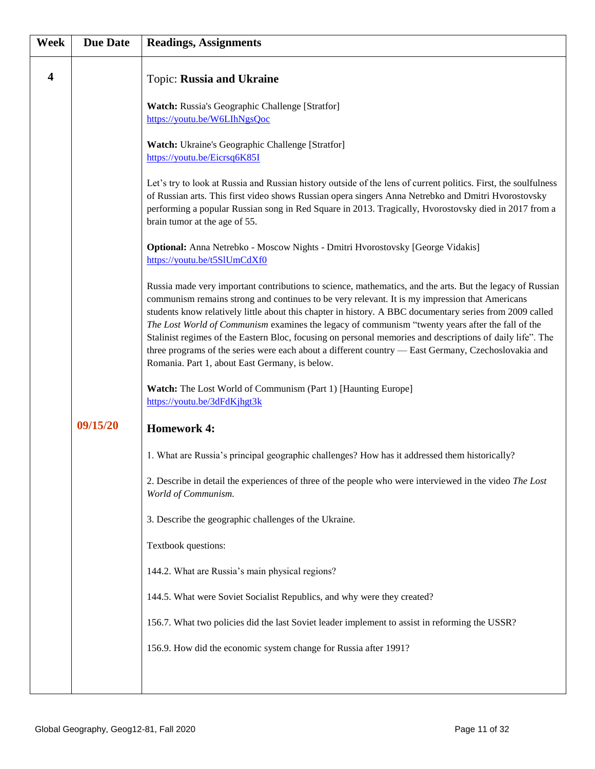| Week | Due Date | Readings, Assignments |
| --- | --- | --- |
| 4 | 09/15/20 | Topic: **Russia and Ukraine**<br><br>**Watch:** Russia's Geographic Challenge [Stratfor]<br>https://youtu.be/W6LIhNgsQoc<br><br>**Watch:** Ukraine's Geographic Challenge [Stratfor]<br>https://youtu.be/Eicrsq6K85I<br><br>Let's try to look at Russia and Russian history outside of the lens of current politics. First, the soulfulness of Russian arts. This first video shows Russian opera singers Anna Netrebko and Dmitri Hvorostovsky performing a popular Russian song in Red Square in 2013. Tragically, Hvorostovsky died in 2017 from a brain tumor at the age of 55.<br><br>**Optional:** Anna Netrebko - Moscow Nights - Dmitri Hvorostovsky [George Vidakis]<br>https://youtu.be/t5SlUmCdXf0<br><br>Russia made very important contributions to science, mathematics, and the arts. But the legacy of Russian communism remains strong and continues to be very relevant. It is my impression that Americans students know relatively little about this chapter in history. A BBC documentary series from 2009 called *The Lost World of Communism* examines the legacy of communism "twenty years after the fall of the Stalinist regimes of the Eastern Bloc, focusing on personal memories and descriptions of daily life". The three programs of the series were each about a different country — East Germany, Czechoslovakia and Romania. Part 1, about East Germany, is below.<br><br>**Watch:** The Lost World of Communism (Part 1) [Haunting Europe]<br>https://youtu.be/3dFdKjhgt3k<br><br>**Homework 4:**<br><br>1. What are Russia's principal geographic challenges? How has it addressed them historically?<br><br>2. Describe in detail the experiences of three of the people who were interviewed in the video *The Lost World of Communism.*<br><br>3. Describe the geographic challenges of the Ukraine.<br><br>Textbook questions:<br><br>144.2. What are Russia's main physical regions?<br><br>144.5. What were Soviet Socialist Republics, and why were they created?<br><br>156.7. What two policies did the last Soviet leader implement to assist in reforming the USSR?<br><br>156.9. How did the economic system change for Russia after 1991? |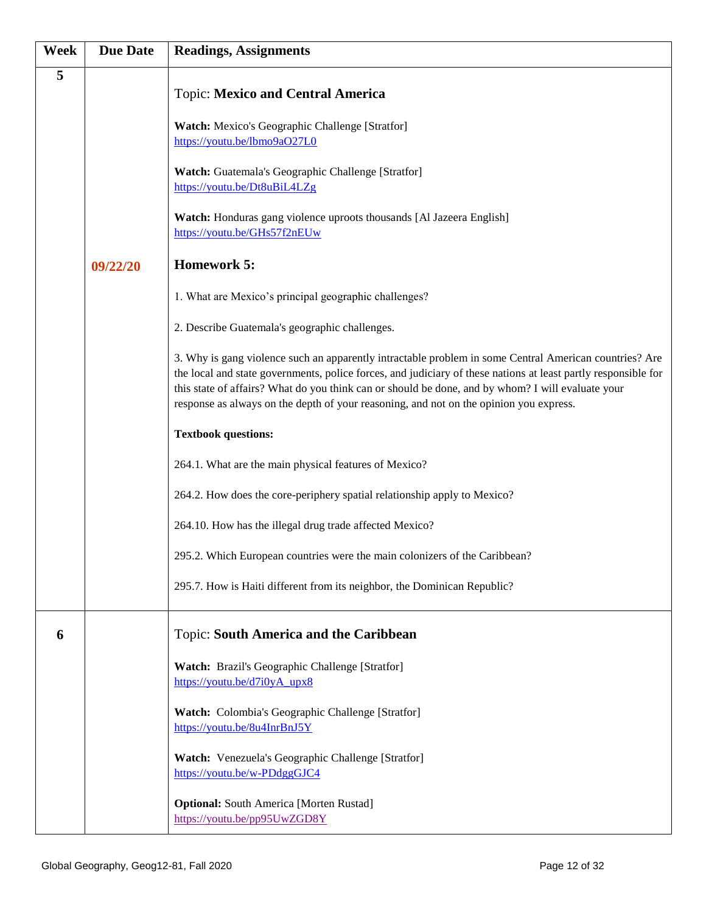| Week | Due Date | Readings, Assignments |
|---|---|---|
| 5 | | Topic: **Mexico and Central America**<br><br>**Watch:** Mexico's Geographic Challenge [Stratfor]<br>https://youtu.be/lbmo9aO27L0<br><br>**Watch:** Guatemala's Geographic Challenge [Stratfor]<br>https://youtu.be/Dt8uBiL4LZg<br><br>**Watch:** Honduras gang violence uproots thousands [Al Jazeera English]<br>https://youtu.be/GHs57f2nEUw |
| | 09/22/20 | **Homework 5:**<br><br>1. What are Mexico's principal geographic challenges?<br><br>2. Describe Guatemala's geographic challenges.<br><br>3. Why is gang violence such an apparently intractable problem in some Central American countries? Are the local and state governments, police forces, and judiciary of these nations at least partly responsible for this state of affairs? What do you think can or should be done, and by whom? I will evaluate your response as always on the depth of your reasoning, and not on the opinion you express.<br><br>**Textbook questions:**<br><br>264.1. What are the main physical features of Mexico?<br><br>264.2. How does the core-periphery spatial relationship apply to Mexico?<br><br>264.10. How has the illegal drug trade affected Mexico?<br><br>295.2. Which European countries were the main colonizers of the Caribbean?<br><br>295.7. How is Haiti different from its neighbor, the Dominican Republic? |
| 6 | | Topic: **South America and the Caribbean**<br><br>**Watch:** Brazil's Geographic Challenge [Stratfor]<br>https://youtu.be/d7i0yA_upx8<br><br>**Watch:** Colombia's Geographic Challenge [Stratfor]<br>https://youtu.be/8u4InrBnJ5Y<br><br>**Watch:** Venezuela's Geographic Challenge [Stratfor]<br>https://youtu.be/w-PDdggGJC4<br><br>**Optional:** South America [Morten Rustad]<br>https://youtu.be/pp95UwZGD8Y |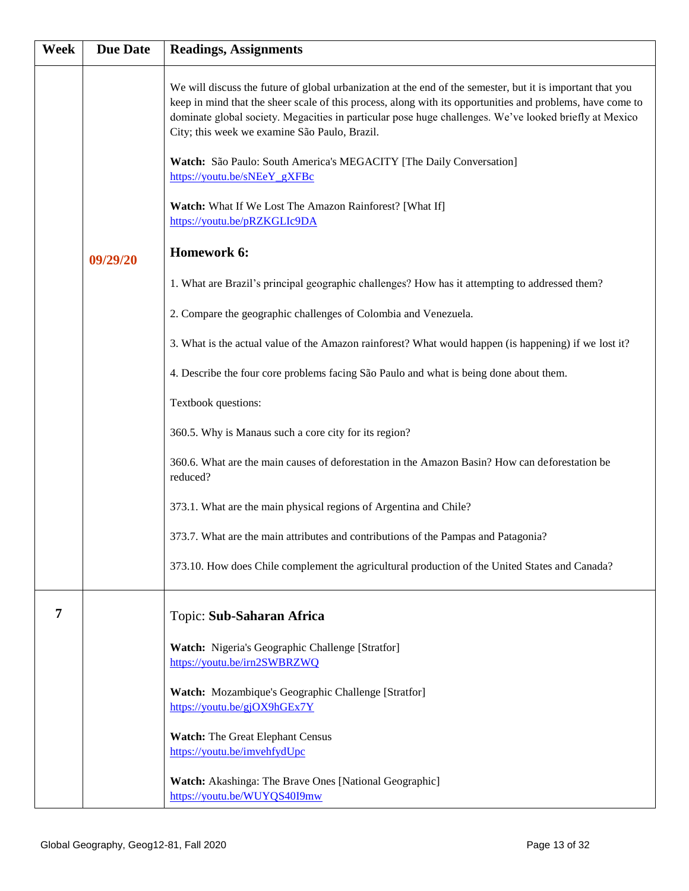| Week | Due Date | Readings, Assignments |
|---|---|---|
| | 09/29/20 | We will discuss the future of global urbanization at the end of the semester, but it is important that you keep in mind that the sheer scale of this process, along with its opportunities and problems, have come to dominate global society. Megacities in particular pose huge challenges. We've looked briefly at Mexico City; this week we examine São Paulo, Brazil.<br><br>**Watch:** São Paulo: South America's MEGACITY [The Daily Conversation] https://youtu.be/sNEeY_gXFBc<br><br>**Watch:** What If We Lost The Amazon Rainforest? [What If] https://youtu.be/pRZKGLIc9DA<br><br>**Homework 6:**<br><br>1. What are Brazil's principal geographic challenges? How has it attempting to addressed them?<br><br>2. Compare the geographic challenges of Colombia and Venezuela.<br><br>3. What is the actual value of the Amazon rainforest? What would happen (is happening) if we lost it?<br><br>4. Describe the four core problems facing São Paulo and what is being done about them.<br><br>Textbook questions:<br><br>360.5. Why is Manaus such a core city for its region?<br><br>360.6. What are the main causes of deforestation in the Amazon Basin? How can deforestation be reduced?<br><br>373.1. What are the main physical regions of Argentina and Chile?<br><br>373.7. What are the main attributes and contributions of the Pampas and Patagonia?<br><br>373.10. How does Chile complement the agricultural production of the United States and Canada? |
| 7 | | Topic: **Sub-Saharan Africa**<br><br>**Watch:** Nigeria's Geographic Challenge [Stratfor] https://youtu.be/irn2SWBRZWQ<br><br>**Watch:** Mozambique's Geographic Challenge [Stratfor] https://youtu.be/gjOX9hGEx7Y<br><br>**Watch:** The Great Elephant Census https://youtu.be/imvehfydUpc<br><br>**Watch:** Akashinga: The Brave Ones [National Geographic] https://youtu.be/WUYQS40I9mw |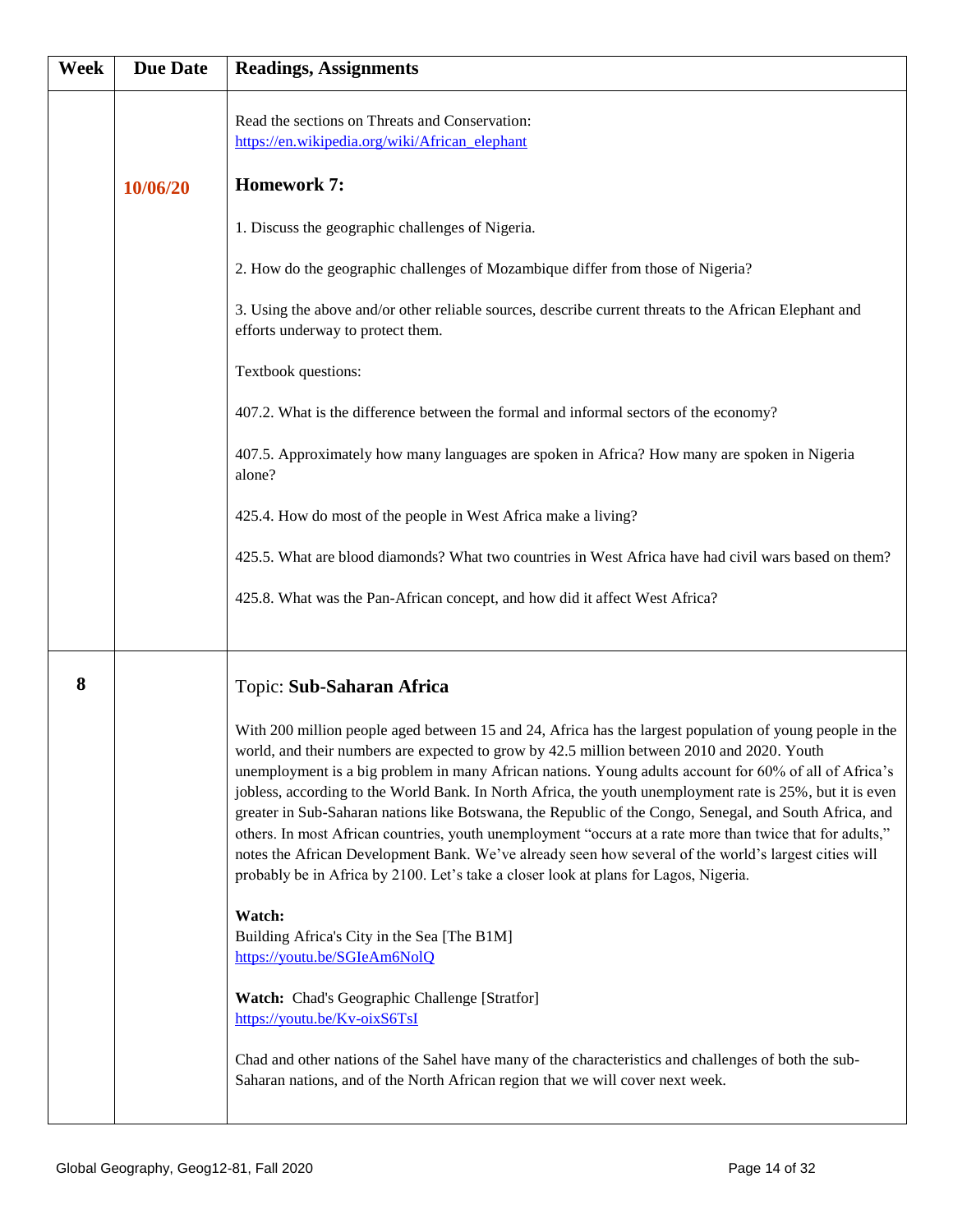| Week | Due Date | Readings, Assignments |
|---|---|---|
| | 10/06/20 | Read the sections on Threats and Conservation: https://en.wikipedia.org/wiki/African_elephant<br><br>**Homework 7:**<br><br>1. Discuss the geographic challenges of Nigeria.<br><br>2. How do the geographic challenges of Mozambique differ from those of Nigeria?<br><br>3. Using the above and/or other reliable sources, describe current threats to the African Elephant and efforts underway to protect them.<br><br>Textbook questions:<br><br>407.2. What is the difference between the formal and informal sectors of the economy?<br><br>407.5. Approximately how many languages are spoken in Africa? How many are spoken in Nigeria alone?<br><br>425.4. How do most of the people in West Africa make a living?<br><br>425.5. What are blood diamonds? What two countries in West Africa have had civil wars based on them?<br><br>425.8. What was the Pan-African concept, and how did it affect West Africa? |
| **8** | | Topic: **Sub-Saharan Africa**<br><br>With 200 million people aged between 15 and 24, Africa has the largest population of young people in the world, and their numbers are expected to grow by 42.5 million between 2010 and 2020. Youth unemployment is a big problem in many African nations. Young adults account for 60% of all of Africa's jobless, according to the World Bank. In North Africa, the youth unemployment rate is 25%, but it is even greater in Sub-Saharan nations like Botswana, the Republic of the Congo, Senegal, and South Africa, and others. In most African countries, youth unemployment "occurs at a rate more than twice that for adults," notes the African Development Bank. We've already seen how several of the world's largest cities will probably be in Africa by 2100. Let's take a closer look at plans for Lagos, Nigeria.<br><br>**Watch:**<br>Building Africa's City in the Sea [The B1M]<br>https://youtu.be/SGIeAm6NolQ<br><br>**Watch:** Chad's Geographic Challenge [Stratfor]<br>https://youtu.be/Kv-oixS6TsI<br><br>Chad and other nations of the Sahel have many of the characteristics and challenges of both the sub-Saharan nations, and of the North African region that we will cover next week. |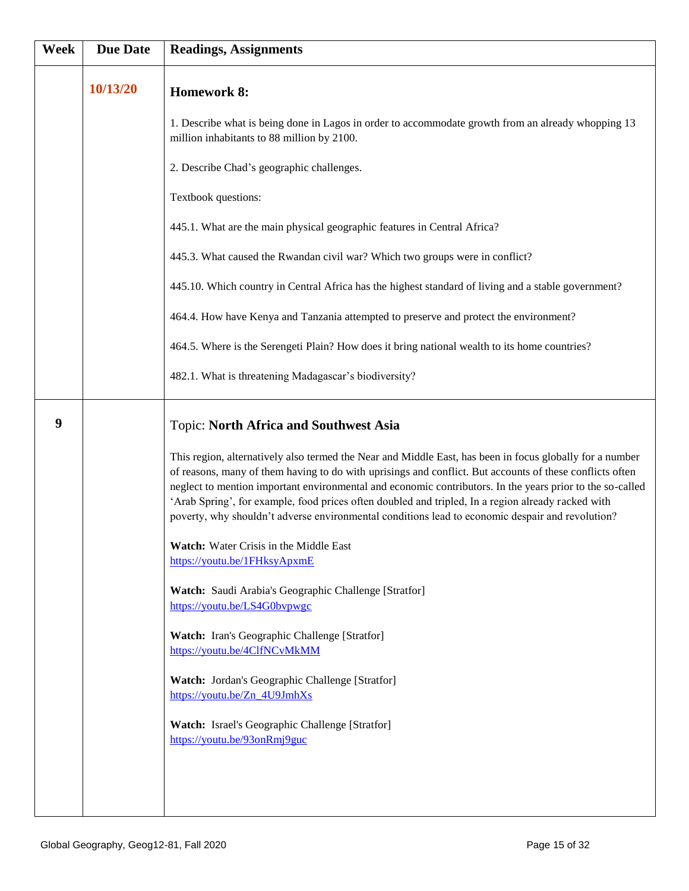| Week | Due Date | Readings, Assignments |
|---|---|---|
| | 10/13/20 | **Homework 8:**<br><br>1. Describe what is being done in Lagos in order to accommodate growth from an already whopping 13 million inhabitants to 88 million by 2100.<br><br>2. Describe Chad's geographic challenges.<br><br>Textbook questions:<br><br>445.1. What are the main physical geographic features in Central Africa?<br><br>445.3. What caused the Rwandan civil war? Which two groups were in conflict?<br><br>445.10. Which country in Central Africa has the highest standard of living and a stable government?<br><br>464.4. How have Kenya and Tanzania attempted to preserve and protect the environment?<br><br>464.5. Where is the Serengeti Plain? How does it bring national wealth to its home countries?<br><br>482.1. What is threatening Madagascar's biodiversity? |
| 9 | | Topic: **North Africa and Southwest Asia**<br><br>This region, alternatively also termed the Near and Middle East, has been in focus globally for a number of reasons, many of them having to do with uprisings and conflict. But accounts of these conflicts often neglect to mention important environmental and economic contributors. In the years prior to the so-called 'Arab Spring', for example, food prices often doubled and tripled, In a region already racked with poverty, why shouldn't adverse environmental conditions lead to economic despair and revolution?<br><br>**Watch:** Water Crisis in the Middle East<br>https://youtu.be/1FHksyApxmE<br><br>**Watch:** Saudi Arabia's Geographic Challenge [Stratfor]<br>https://youtu.be/LS4G0bvpwgc<br><br>**Watch:** Iran's Geographic Challenge [Stratfor]<br>https://youtu.be/4ClfNCvMkMM<br><br>**Watch:** Jordan's Geographic Challenge [Stratfor]<br>https://youtu.be/Zn_4U9JmhXs<br><br>**Watch:** Israel's Geographic Challenge [Stratfor]<br>https://youtu.be/93onRmj9guc |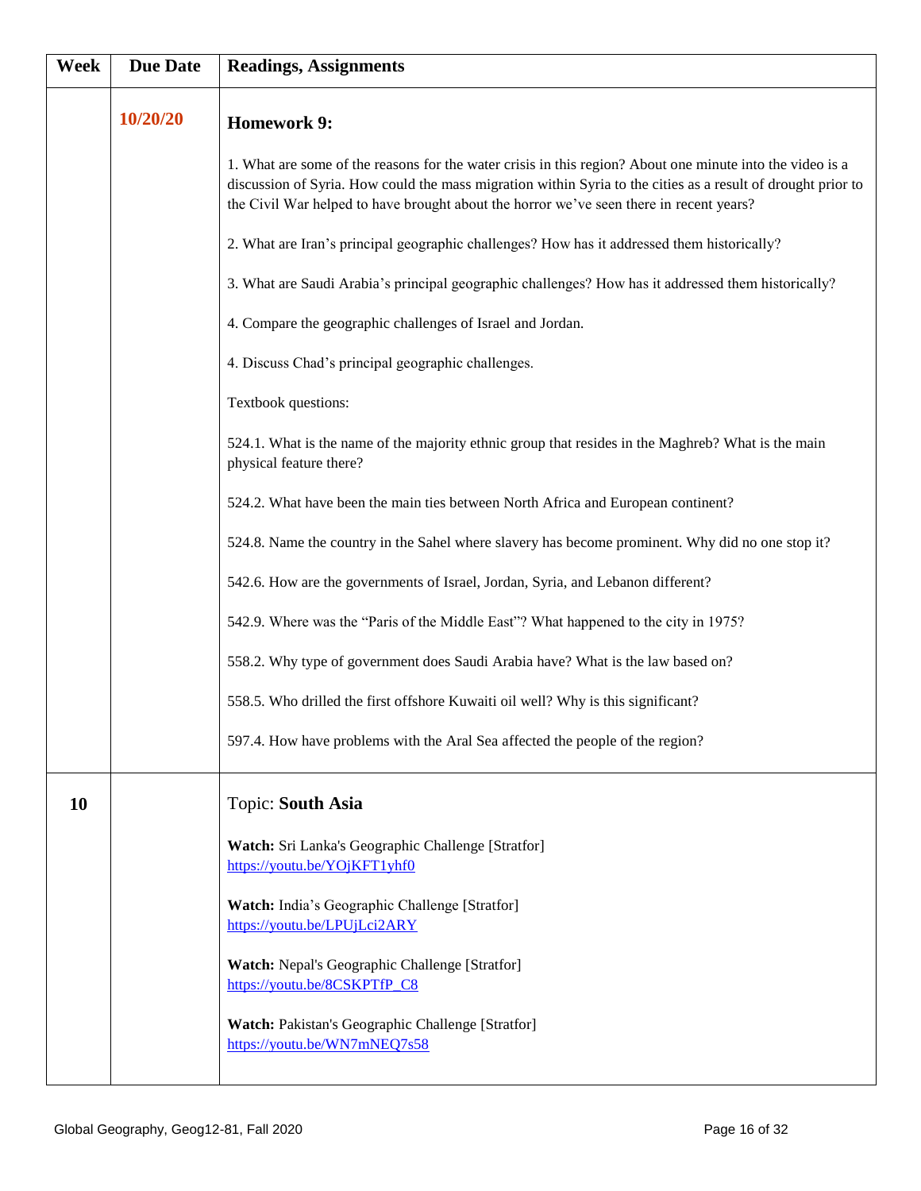| Week | Due Date | Readings, Assignments |
|---|---|---|
| | 10/20/20 | **Homework 9:**<br><br>1. What are some of the reasons for the water crisis in this region? About one minute into the video is a discussion of Syria. How could the mass migration within Syria to the cities as a result of drought prior to the Civil War helped to have brought about the horror we've seen there in recent years?<br><br>2. What are Iran's principal geographic challenges? How has it addressed them historically?<br><br>3. What are Saudi Arabia's principal geographic challenges? How has it addressed them historically?<br><br>4. Compare the geographic challenges of Israel and Jordan.<br><br>4. Discuss Chad's principal geographic challenges.<br><br>Textbook questions:<br><br>524.1. What is the name of the majority ethnic group that resides in the Maghreb? What is the main physical feature there?<br><br>524.2. What have been the main ties between North Africa and European continent?<br><br>524.8. Name the country in the Sahel where slavery has become prominent. Why did no one stop it?<br><br>542.6. How are the governments of Israel, Jordan, Syria, and Lebanon different?<br><br>542.9. Where was the "Paris of the Middle East"? What happened to the city in 1975?<br><br>558.2. Why type of government does Saudi Arabia have? What is the law based on?<br><br>558.5. Who drilled the first offshore Kuwaiti oil well? Why is this significant?<br><br>597.4. How have problems with the Aral Sea affected the people of the region? |
| 10 | | Topic: **South Asia**<br><br>**Watch:** Sri Lanka's Geographic Challenge [Stratfor]<br>https://youtu.be/YOjKFT1yhf0<br><br>**Watch:** India's Geographic Challenge [Stratfor]<br>https://youtu.be/LPUjLci2ARY<br><br>**Watch:** Nepal's Geographic Challenge [Stratfor]<br>https://youtu.be/8CSKPTfP_C8<br><br>**Watch:** Pakistan's Geographic Challenge [Stratfor]<br>https://youtu.be/WN7mNEQ7s58 |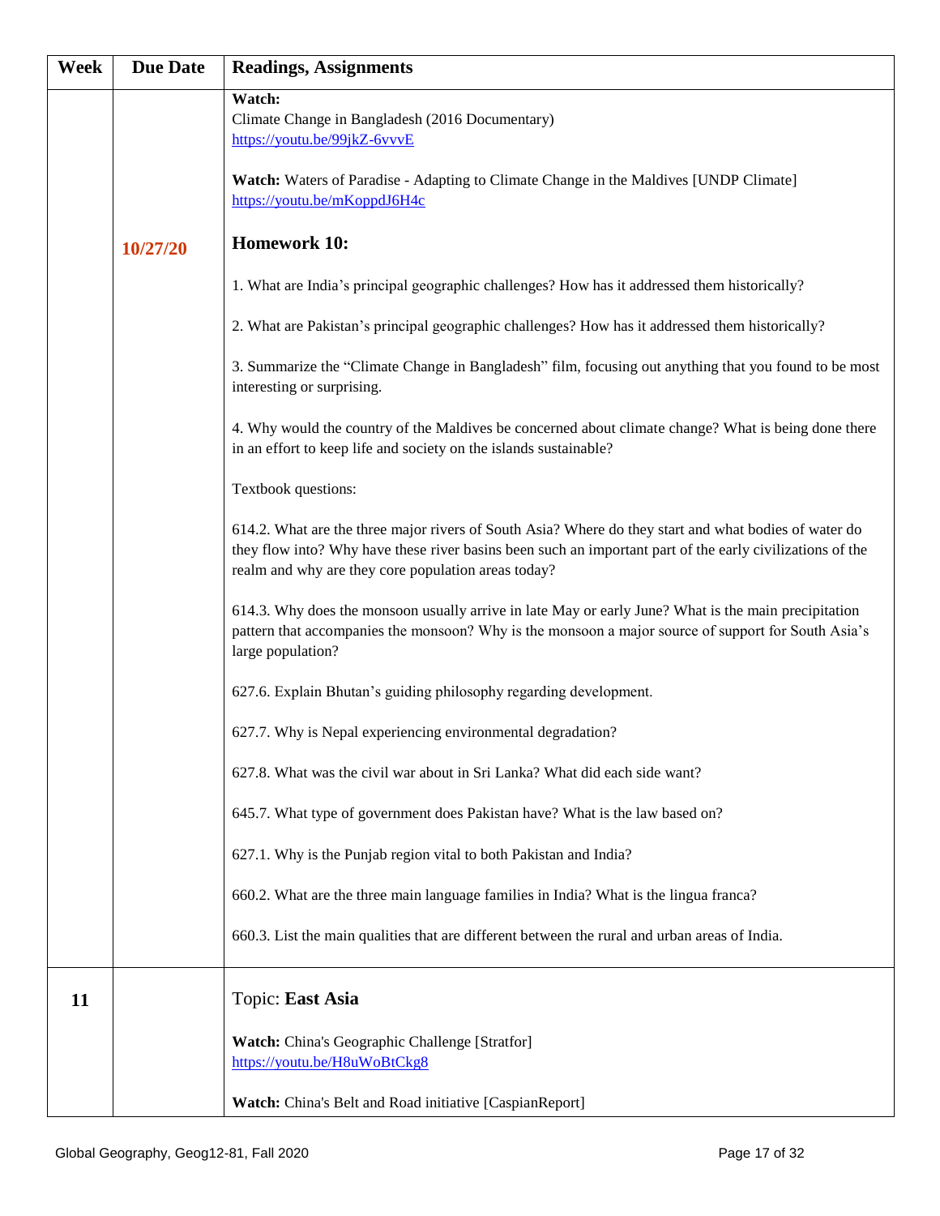| Week | Due Date | Readings, Assignments |
|---|---|---|
| | 10/27/20 | **Watch:**<br>Climate Change in Bangladesh (2016 Documentary)<br>https://youtu.be/99jkZ-6vvvE<br><br>**Watch:** Waters of Paradise - Adapting to Climate Change in the Maldives [UNDP Climate]<br>https://youtu.be/mKoppdJ6H4c<br><br>**Homework 10:**<br><br>1. What are India's principal geographic challenges? How has it addressed them historically?<br><br>2. What are Pakistan's principal geographic challenges? How has it addressed them historically?<br><br>3. Summarize the "Climate Change in Bangladesh" film, focusing out anything that you found to be most interesting or surprising.<br><br>4. Why would the country of the Maldives be concerned about climate change? What is being done there in an effort to keep life and society on the islands sustainable?<br><br>Textbook questions:<br><br>614.2. What are the three major rivers of South Asia? Where do they start and what bodies of water do they flow into? Why have these river basins been such an important part of the early civilizations of the realm and why are they core population areas today?<br><br>614.3. Why does the monsoon usually arrive in late May or early June? What is the main precipitation pattern that accompanies the monsoon? Why is the monsoon a major source of support for South Asia's large population?<br><br>627.6. Explain Bhutan's guiding philosophy regarding development.<br><br>627.7. Why is Nepal experiencing environmental degradation?<br><br>627.8. What was the civil war about in Sri Lanka? What did each side want?<br><br>645.7. What type of government does Pakistan have? What is the law based on?<br><br>627.1. Why is the Punjab region vital to both Pakistan and India?<br><br>660.2. What are the three main language families in India? What is the lingua franca?<br><br>660.3. List the main qualities that are different between the rural and urban areas of India. |
| 11 | | Topic: **East Asia**<br><br>**Watch:** China's Geographic Challenge [Stratfor]<br>https://youtu.be/H8uWoBtCkg8<br><br>**Watch:** China's Belt and Road initiative [CaspianReport] |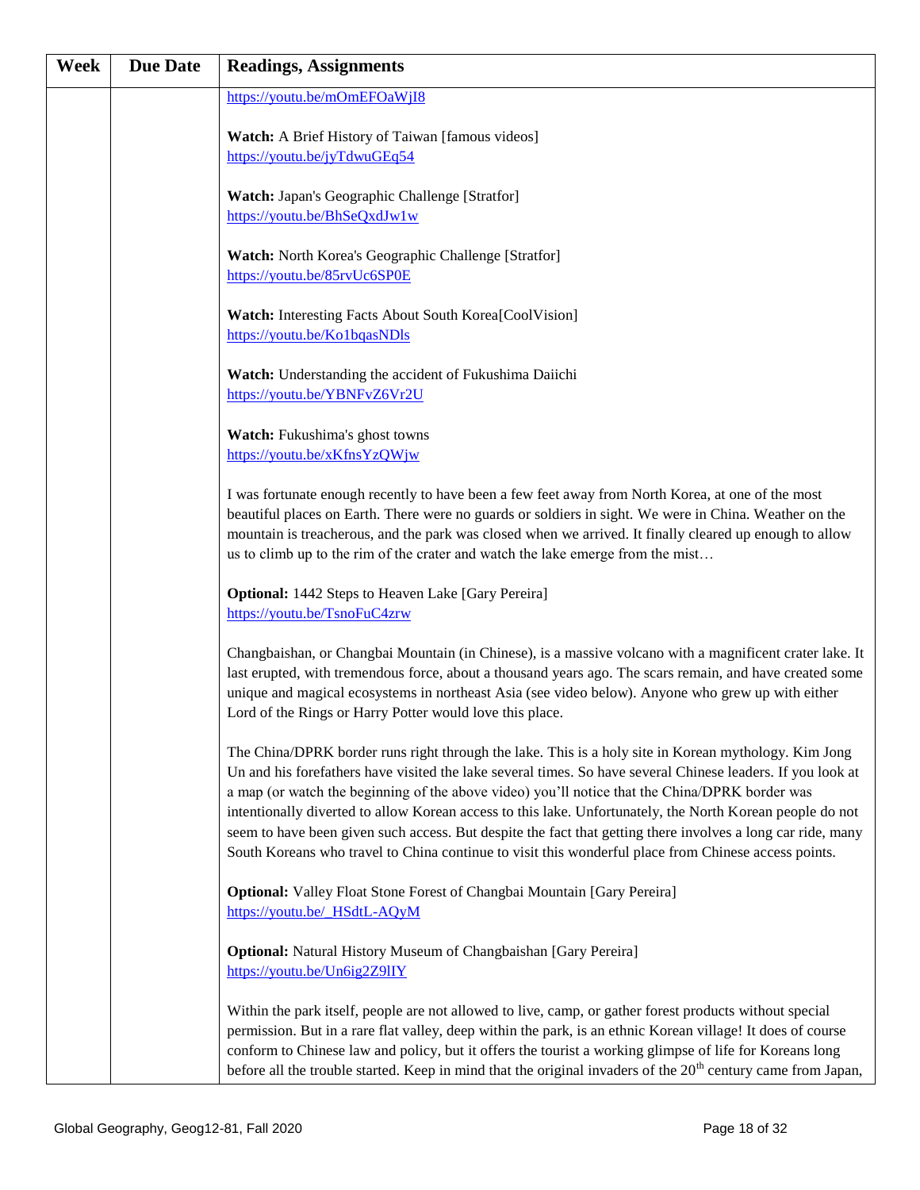| Week | Due Date | Readings, Assignments |
|---|---|---|
| | | https://youtu.be/mOmEFOaWjI8<br><br>**Watch:** A Brief History of Taiwan [famous videos]<br>https://youtu.be/jyTdwuGEq54<br><br>**Watch:** Japan's Geographic Challenge [Stratfor]<br>https://youtu.be/BhSeQxdJw1w<br><br>**Watch:** North Korea's Geographic Challenge [Stratfor]<br>https://youtu.be/85rvUc6SP0E<br><br>**Watch:** Interesting Facts About South Korea[CoolVision]<br>https://youtu.be/Ko1bqasNDls<br><br>**Watch:** Understanding the accident of Fukushima Daiichi<br>https://youtu.be/YBNFvZ6Vr2U<br><br>**Watch:** Fukushima's ghost towns<br>https://youtu.be/xKfnsYzQWjw<br><br>I was fortunate enough recently to have been a few feet away from North Korea, at one of the most beautiful places on Earth. There were no guards or soldiers in sight. We were in China. Weather on the mountain is treacherous, and the park was closed when we arrived. It finally cleared up enough to allow us to climb up to the rim of the crater and watch the lake emerge from the mist…<br><br>**Optional:** 1442 Steps to Heaven Lake [Gary Pereira]<br>https://youtu.be/TsnoFuC4zrw<br><br>Changbaishan, or Changbai Mountain (in Chinese), is a massive volcano with a magnificent crater lake. It last erupted, with tremendous force, about a thousand years ago. The scars remain, and have created some unique and magical ecosystems in northeast Asia (see video below). Anyone who grew up with either Lord of the Rings or Harry Potter would love this place.<br><br>The China/DPRK border runs right through the lake. This is a holy site in Korean mythology. Kim Jong Un and his forefathers have visited the lake several times. So have several Chinese leaders. If you look at a map (or watch the beginning of the above video) you'll notice that the China/DPRK border was intentionally diverted to allow Korean access to this lake. Unfortunately, the North Korean people do not seem to have been given such access. But despite the fact that getting there involves a long car ride, many South Koreans who travel to China continue to visit this wonderful place from Chinese access points.<br><br>**Optional:** Valley Float Stone Forest of Changbai Mountain [Gary Pereira]<br>https://youtu.be/_HSdtL-AQyM<br><br>**Optional:** Natural History Museum of Changbaishan [Gary Pereira]<br>https://youtu.be/Un6ig2Z9lIY<br><br>Within the park itself, people are not allowed to live, camp, or gather forest products without special permission. But in a rare flat valley, deep within the park, is an ethnic Korean village! It does of course conform to Chinese law and policy, but it offers the tourist a working glimpse of life for Koreans long before all the trouble started. Keep in mind that the original invaders of the 20th century came from Japan, |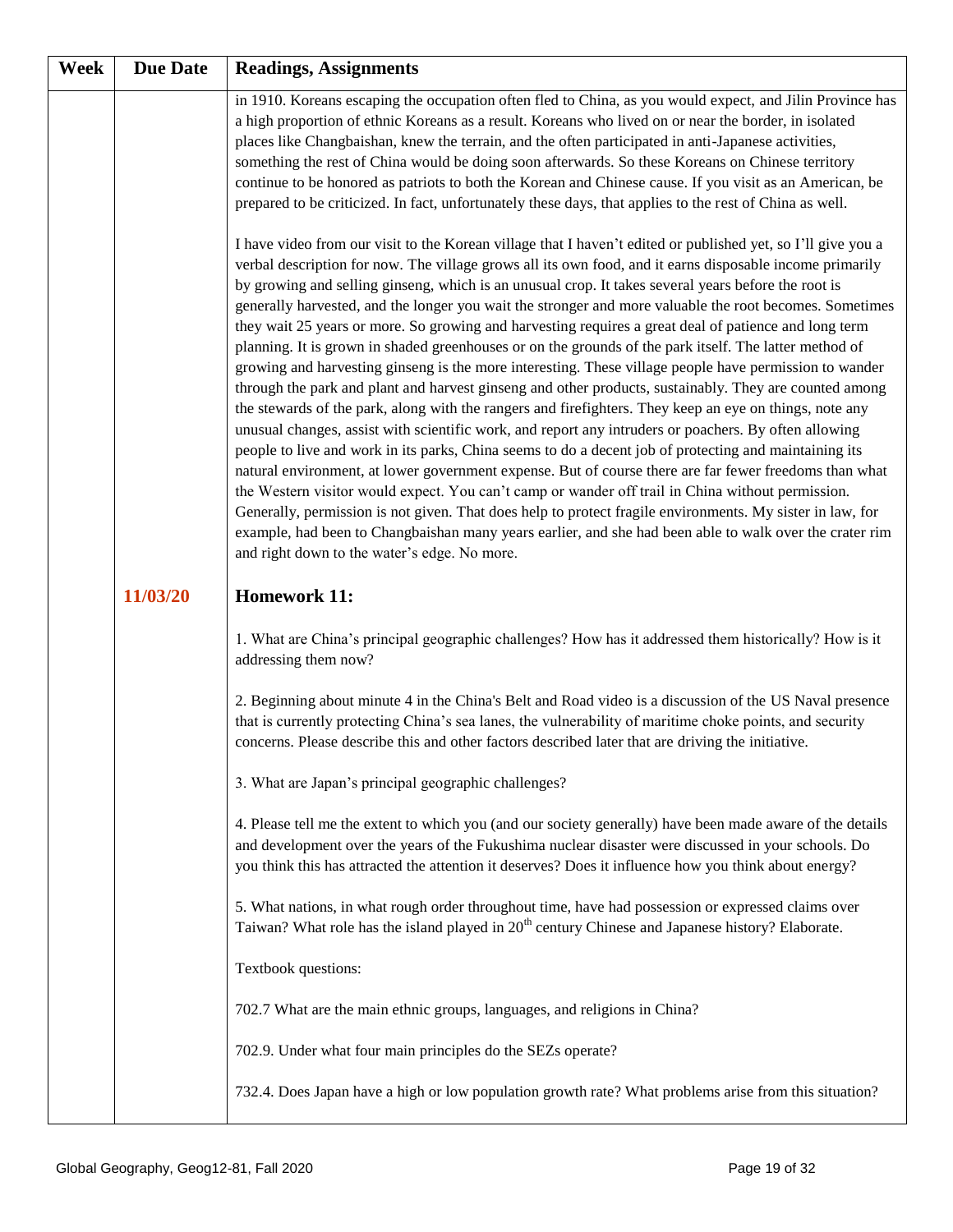| Week | Due Date | Readings, Assignments |
|---|---|---|
| | | in 1910. Koreans escaping the occupation often fled to China, as you would expect, and Jilin Province has a high proportion of ethnic Koreans as a result. Koreans who lived on or near the border, in isolated places like Changbaishan, knew the terrain, and the often participated in anti-Japanese activities, something the rest of China would be doing soon afterwards. So these Koreans on Chinese territory continue to be honored as patriots to both the Korean and Chinese cause. If you visit as an American, be prepared to be criticized. In fact, unfortunately these days, that applies to the rest of China as well.<br><br>I have video from our visit to the Korean village that I haven't edited or published yet, so I'll give you a verbal description for now. The village grows all its own food, and it earns disposable income primarily by growing and selling ginseng, which is an unusual crop. It takes several years before the root is generally harvested, and the longer you wait the stronger and more valuable the root becomes. Sometimes they wait 25 years or more. So growing and harvesting requires a great deal of patience and long term planning. It is grown in shaded greenhouses or on the grounds of the park itself. The latter method of growing and harvesting ginseng is the more interesting. These village people have permission to wander through the park and plant and harvest ginseng and other products, sustainably. They are counted among the stewards of the park, along with the rangers and firefighters. They keep an eye on things, note any unusual changes, assist with scientific work, and report any intruders or poachers. By often allowing people to live and work in its parks, China seems to do a decent job of protecting and maintaining its natural environment, at lower government expense. But of course there are far fewer freedoms than what the Western visitor would expect. You can't camp or wander off trail in China without permission. Generally, permission is not given. That does help to protect fragile environments. My sister in law, for example, had been to Changbaishan many years earlier, and she had been able to walk over the crater rim and right down to the water's edge. No more. |
| | **11/03/20** | **Homework 11:**<br><br>1. What are China's principal geographic challenges? How has it addressed them historically? How is it addressing them now?<br><br>2. Beginning about minute 4 in the China's Belt and Road video is a discussion of the US Naval presence that is currently protecting China's sea lanes, the vulnerability of maritime choke points, and security concerns. Please describe this and other factors described later that are driving the initiative.<br><br>3. What are Japan's principal geographic challenges?<br><br>4. Please tell me the extent to which you (and our society generally) have been made aware of the details and development over the years of the Fukushima nuclear disaster were discussed in your schools. Do you think this has attracted the attention it deserves? Does it influence how you think about energy?<br><br>5. What nations, in what rough order throughout time, have had possession or expressed claims over Taiwan? What role has the island played in 20th century Chinese and Japanese history? Elaborate.<br><br>Textbook questions:<br><br>702.7 What are the main ethnic groups, languages, and religions in China?<br><br>702.9. Under what four main principles do the SEZs operate?<br><br>732.4. Does Japan have a high or low population growth rate? What problems arise from this situation? |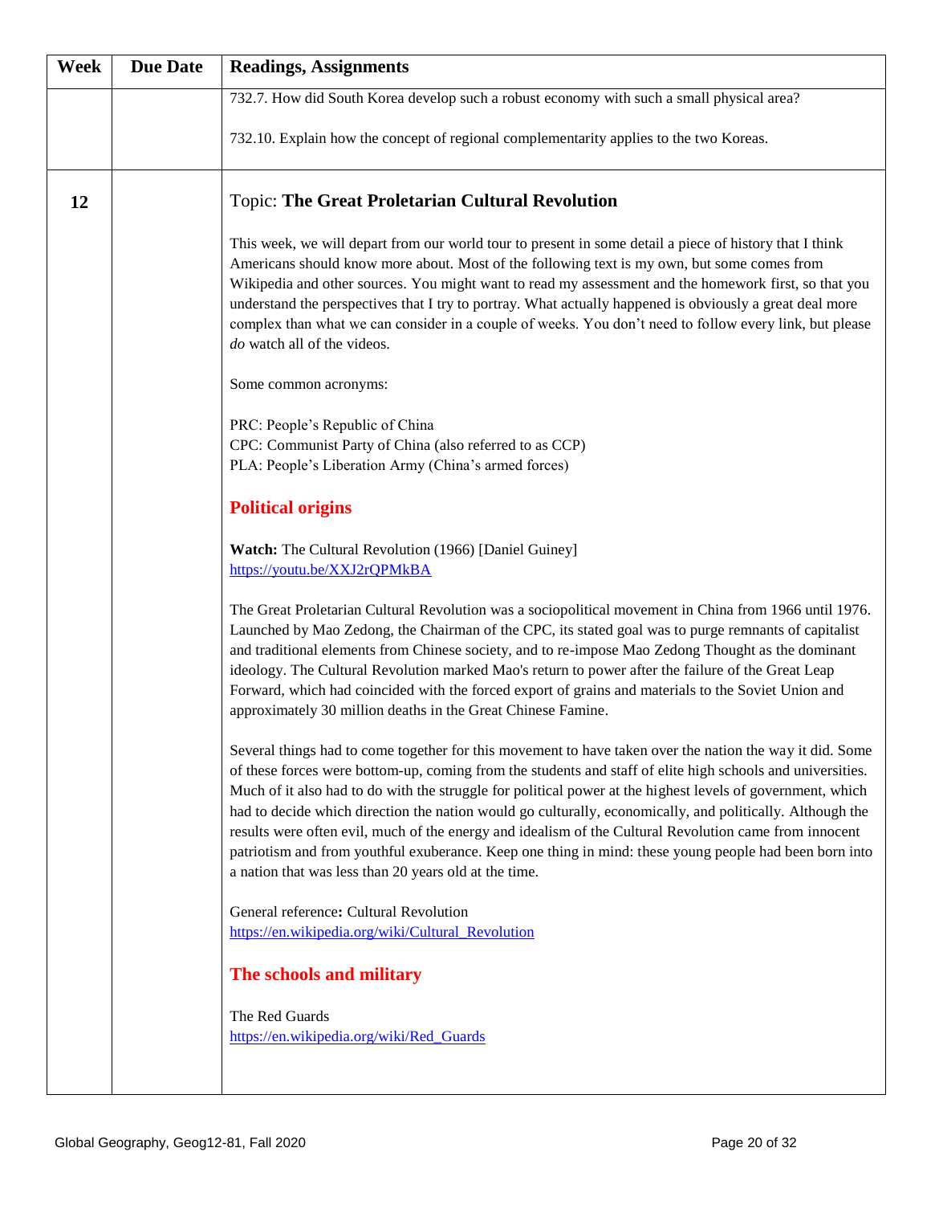| Week | Due Date | Readings, Assignments |
|---|---|---|
| | | 732.7. How did South Korea develop such a robust economy with such a small physical area?<br><br>732.10. Explain how the concept of regional complementarity applies to the two Koreas. |
| 12 | | Topic: **The Great Proletarian Cultural Revolution**<br><br>This week, we will depart from our world tour to present in some detail a piece of history that I think Americans should know more about. Most of the following text is my own, but some comes from Wikipedia and other sources. You might want to read my assessment and the homework first, so that you understand the perspectives that I try to portray. What actually happened is obviously a great deal more complex than what we can consider in a couple of weeks. You don't need to follow every link, but please *do* watch all of the videos.<br><br>Some common acronyms:<br><br>PRC: People's Republic of China<br>CPC: Communist Party of China (also referred to as CCP)<br>PLA: People's Liberation Army (China's armed forces)<br><br>**Political origins**<br><br>**Watch:** The Cultural Revolution (1966) [Daniel Guiney]<br>https://youtu.be/XXJ2rQPMkBA<br><br>The Great Proletarian Cultural Revolution was a sociopolitical movement in China from 1966 until 1976. Launched by Mao Zedong, the Chairman of the CPC, its stated goal was to purge remnants of capitalist and traditional elements from Chinese society, and to re-impose Mao Zedong Thought as the dominant ideology. The Cultural Revolution marked Mao's return to power after the failure of the Great Leap Forward, which had coincided with the forced export of grains and materials to the Soviet Union and approximately 30 million deaths in the Great Chinese Famine.<br><br>Several things had to come together for this movement to have taken over the nation the way it did. Some of these forces were bottom-up, coming from the students and staff of elite high schools and universities. Much of it also had to do with the struggle for political power at the highest levels of government, which had to decide which direction the nation would go culturally, economically, and politically. Although the results were often evil, much of the energy and idealism of the Cultural Revolution came from innocent patriotism and from youthful exuberance. Keep one thing in mind: these young people had been born into a nation that was less than 20 years old at the time.<br><br>General reference**:** Cultural Revolution<br>https://en.wikipedia.org/wiki/Cultural_Revolution<br><br>**The schools and military**<br><br>The Red Guards<br>https://en.wikipedia.org/wiki/Red_Guards |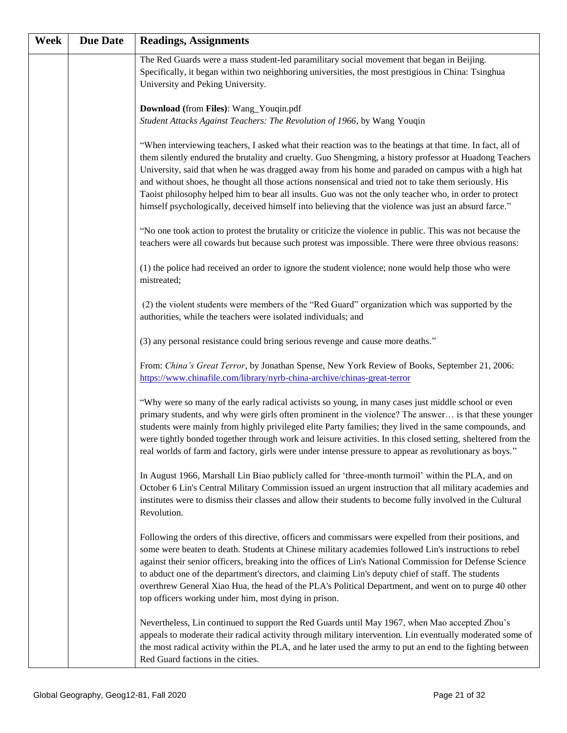| Week | Due Date | Readings, Assignments |
|---|---|---|
| | | The Red Guards were a mass student-led paramilitary social movement that began in Beijing. Specifically, it began within two neighboring universities, the most prestigious in China: Tsinghua University and Peking University.<br><br>**Download (**from **Files)**: Wang_Youqin.pdf<br>*Student Attacks Against Teachers: The Revolution of 1966*, by Wang Youqin<br><br>"When interviewing teachers, I asked what their reaction was to the beatings at that time. In fact, all of them silently endured the brutality and cruelty. Guo Shengming, a history professor at Huadong Teachers University, said that when he was dragged away from his home and paraded on campus with a high hat and without shoes, he thought all those actions nonsensical and tried not to take them seriously. His Taoist philosophy helped him to bear all insults. Guo was not the only teacher who, in order to protect himself psychologically, deceived himself into believing that the violence was just an absurd farce."<br><br>"No one took action to protest the brutality or criticize the violence in public. This was not because the teachers were all cowards but because such protest was impossible. There were three obvious reasons:<br><br>(1) the police had received an order to ignore the student violence; none would help those who were mistreated;<br><br>(2) the violent students were members of the "Red Guard" organization which was supported by the authorities, while the teachers were isolated individuals; and<br><br>(3) any personal resistance could bring serious revenge and cause more deaths."<br><br>From: *China's Great Terror*, by Jonathan Spense, New York Review of Books, September 21, 2006: https://www.chinafile.com/library/nyrb-china-archive/chinas-great-terror<br><br>"Why were so many of the early radical activists so young, in many cases just middle school or even primary students, and why were girls often prominent in the violence? The answer… is that these younger students were mainly from highly privileged elite Party families; they lived in the same compounds, and were tightly bonded together through work and leisure activities. In this closed setting, sheltered from the real worlds of farm and factory, girls were under intense pressure to appear as revolutionary as boys."<br><br>In August 1966, Marshall Lin Biao publicly called for 'three-month turmoil' within the PLA, and on October 6 Lin's Central Military Commission issued an urgent instruction that all military academies and institutes were to dismiss their classes and allow their students to become fully involved in the Cultural Revolution.<br><br>Following the orders of this directive, officers and commissars were expelled from their positions, and some were beaten to death. Students at Chinese military academies followed Lin's instructions to rebel against their senior officers, breaking into the offices of Lin's National Commission for Defense Science to abduct one of the department's directors, and claiming Lin's deputy chief of staff. The students overthrew General Xiao Hua, the head of the PLA's Political Department, and went on to purge 40 other top officers working under him, most dying in prison.<br><br>Nevertheless, Lin continued to support the Red Guards until May 1967, when Mao accepted Zhou's appeals to moderate their radical activity through military intervention. Lin eventually moderated some of the most radical activity within the PLA, and he later used the army to put an end to the fighting between Red Guard factions in the cities. |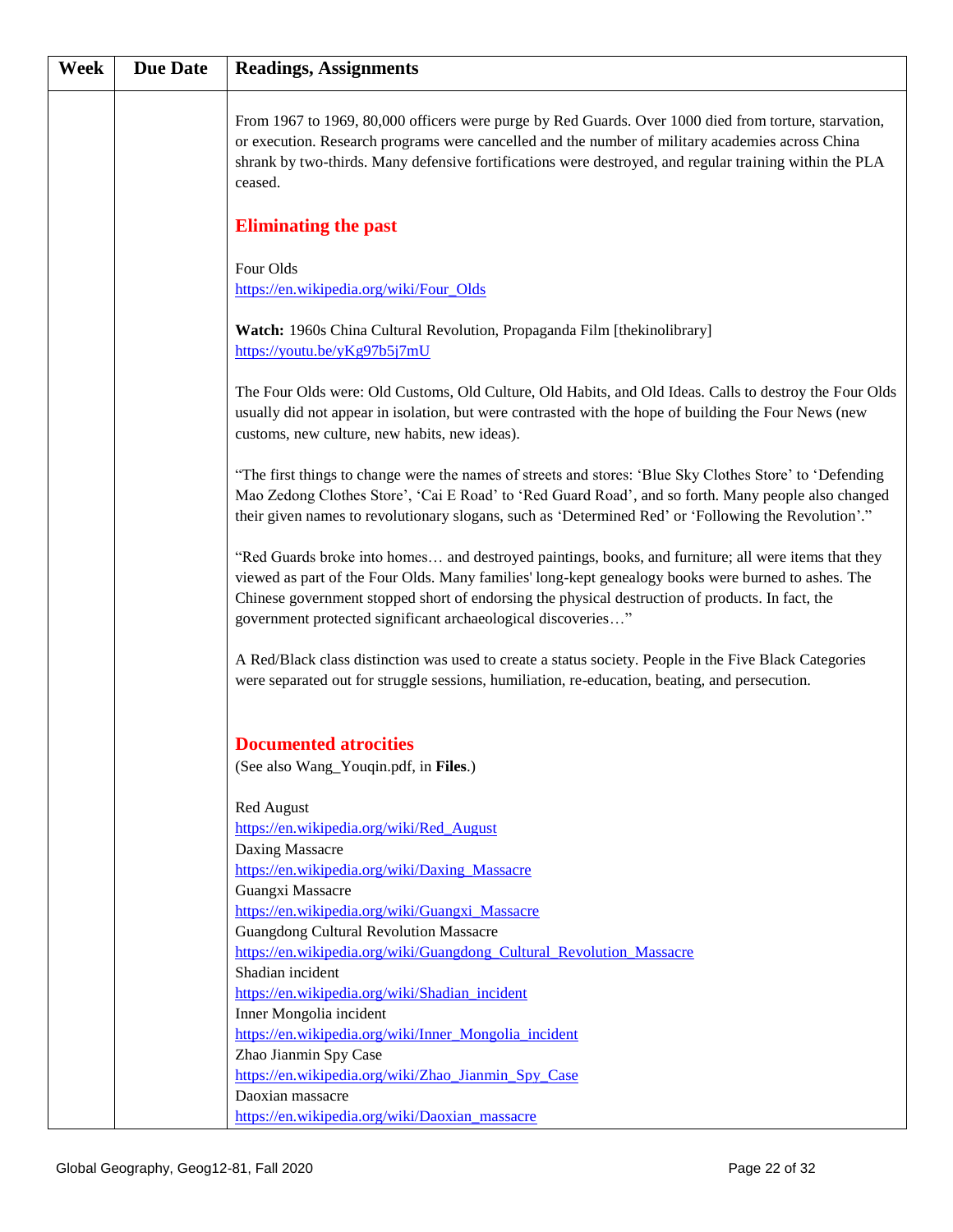| Week | Due Date | Readings, Assignments |
| --- | --- | --- |
| | | From 1967 to 1969, 80,000 officers were purge by Red Guards. Over 1000 died from torture, starvation, or execution. Research programs were cancelled and the number of military academies across China shrank by two-thirds. Many defensive fortifications were destroyed, and regular training within the PLA ceased.<br><br>**Eliminating the past**<br><br>Four Olds<br>https://en.wikipedia.org/wiki/Four_Olds<br><br>**Watch:** 1960s China Cultural Revolution, Propaganda Film [thekinolibrary]<br>https://youtu.be/yKg97b5j7mU<br><br>The Four Olds were: Old Customs, Old Culture, Old Habits, and Old Ideas. Calls to destroy the Four Olds usually did not appear in isolation, but were contrasted with the hope of building the Four News (new customs, new culture, new habits, new ideas).<br><br>"The first things to change were the names of streets and stores: 'Blue Sky Clothes Store' to 'Defending Mao Zedong Clothes Store', 'Cai E Road' to 'Red Guard Road', and so forth. Many people also changed their given names to revolutionary slogans, such as 'Determined Red' or 'Following the Revolution'."<br><br>"Red Guards broke into homes… and destroyed paintings, books, and furniture; all were items that they viewed as part of the Four Olds. Many families' long-kept genealogy books were burned to ashes. The Chinese government stopped short of endorsing the physical destruction of products. In fact, the government protected significant archaeological discoveries…"<br><br>A Red/Black class distinction was used to create a status society. People in the Five Black Categories were separated out for struggle sessions, humiliation, re-education, beating, and persecution.<br><br>**Documented atrocities**<br>(See also Wang_Youqin.pdf, in **Files**.)<br><br>Red August<br>https://en.wikipedia.org/wiki/Red_August<br>Daxing Massacre<br>https://en.wikipedia.org/wiki/Daxing_Massacre<br>Guangxi Massacre<br>https://en.wikipedia.org/wiki/Guangxi_Massacre<br>Guangdong Cultural Revolution Massacre<br>https://en.wikipedia.org/wiki/Guangdong_Cultural_Revolution_Massacre<br>Shadian incident<br>https://en.wikipedia.org/wiki/Shadian_incident<br>Inner Mongolia incident<br>https://en.wikipedia.org/wiki/Inner_Mongolia_incident<br>Zhao Jianmin Spy Case<br>https://en.wikipedia.org/wiki/Zhao_Jianmin_Spy_Case<br>Daoxian massacre<br>https://en.wikipedia.org/wiki/Daoxian_massacre |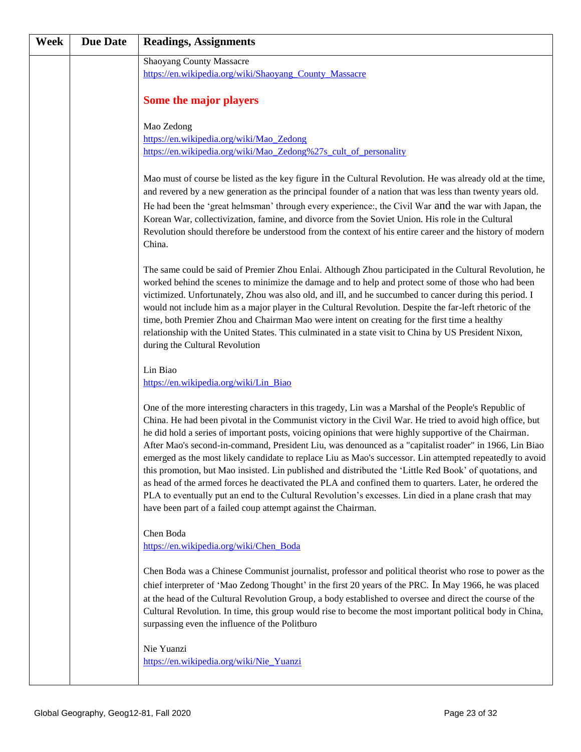| Week | Due Date | Readings, Assignments |
|---|---|---|
| | | Shaoyang County Massacre<br>https://en.wikipedia.org/wiki/Shaoyang_County_Massacre<br><br>**Some the major players**<br><br>Mao Zedong<br>https://en.wikipedia.org/wiki/Mao_Zedong<br>https://en.wikipedia.org/wiki/Mao_Zedong%27s_cult_of_personality<br><br>Mao must of course be listed as the key figure in the Cultural Revolution. He was already old at the time, and revered by a new generation as the principal founder of a nation that was less than twenty years old. He had been the 'great helmsman' through every experience:, the Civil War and the war with Japan, the Korean War, collectivization, famine, and divorce from the Soviet Union. His role in the Cultural Revolution should therefore be understood from the context of his entire career and the history of modern China.<br><br>The same could be said of Premier Zhou Enlai. Although Zhou participated in the Cultural Revolution, he worked behind the scenes to minimize the damage and to help and protect some of those who had been victimized. Unfortunately, Zhou was also old, and ill, and he succumbed to cancer during this period. I would not include him as a major player in the Cultural Revolution. Despite the far-left rhetoric of the time, both Premier Zhou and Chairman Mao were intent on creating for the first time a healthy relationship with the United States. This culminated in a state visit to China by US President Nixon, during the Cultural Revolution<br><br>Lin Biao<br>https://en.wikipedia.org/wiki/Lin_Biao<br><br>One of the more interesting characters in this tragedy, Lin was a Marshal of the People's Republic of China. He had been pivotal in the Communist victory in the Civil War. He tried to avoid high office, but he did hold a series of important posts, voicing opinions that were highly supportive of the Chairman. After Mao's second-in-command, President Liu, was denounced as a "capitalist roader" in 1966, Lin Biao emerged as the most likely candidate to replace Liu as Mao's successor. Lin attempted repeatedly to avoid this promotion, but Mao insisted. Lin published and distributed the 'Little Red Book' of quotations, and as head of the armed forces he deactivated the PLA and confined them to quarters. Later, he ordered the PLA to eventually put an end to the Cultural Revolution's excesses. Lin died in a plane crash that may have been part of a failed coup attempt against the Chairman.<br><br>Chen Boda<br>https://en.wikipedia.org/wiki/Chen_Boda<br><br>Chen Boda was a Chinese Communist journalist, professor and political theorist who rose to power as the chief interpreter of 'Mao Zedong Thought' in the first 20 years of the PRC. In May 1966, he was placed at the head of the Cultural Revolution Group, a body established to oversee and direct the course of the Cultural Revolution. In time, this group would rise to become the most important political body in China, surpassing even the influence of the Politburo<br><br>Nie Yuanzi<br>https://en.wikipedia.org/wiki/Nie_Yuanzi |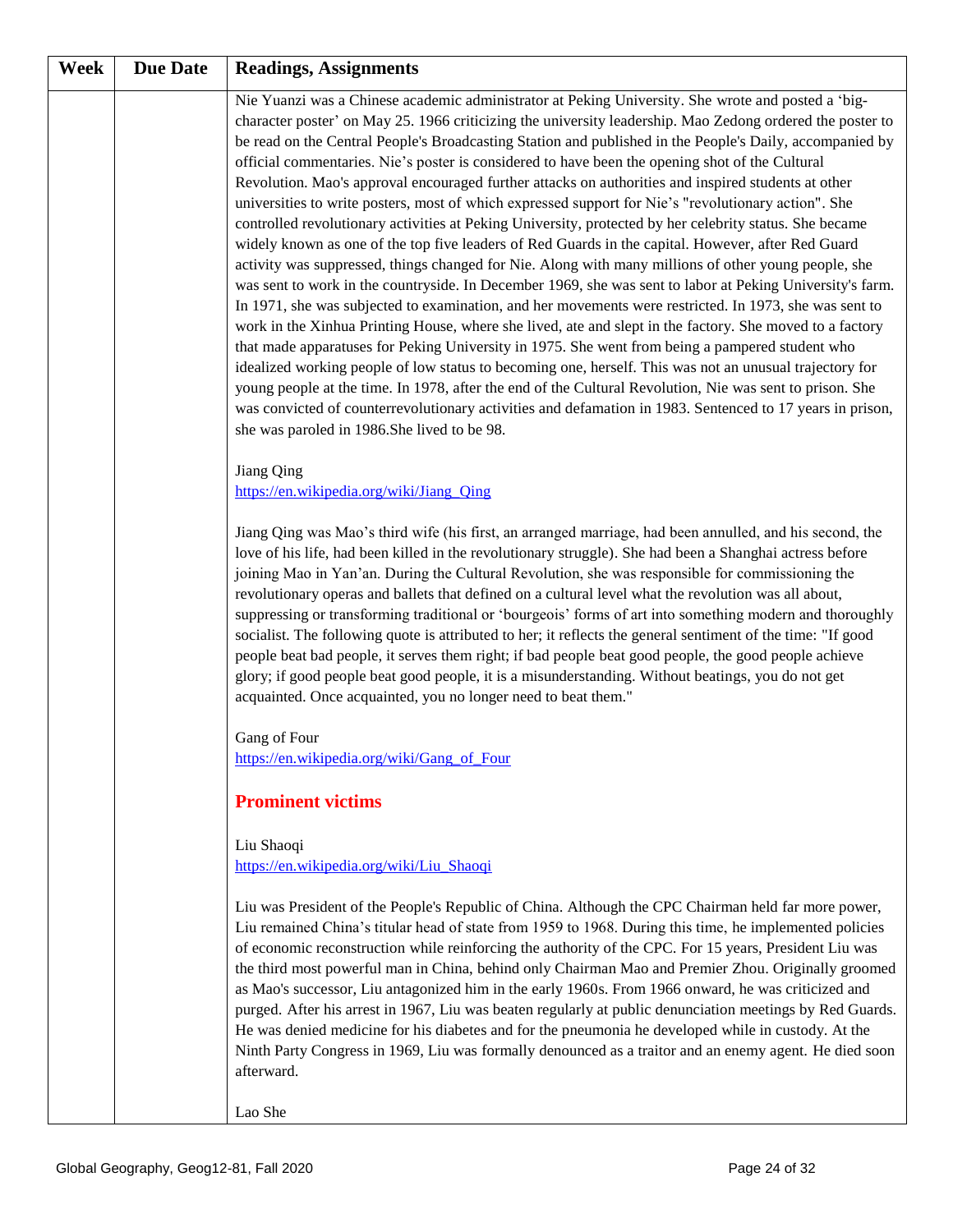| Week | Due Date | Readings, Assignments |
|---|---|---|
| | | Nie Yuanzi was a Chinese academic administrator at Peking University. She wrote and posted a 'big-character poster' on May 25. 1966 criticizing the university leadership. Mao Zedong ordered the poster to be read on the Central People's Broadcasting Station and published in the People's Daily, accompanied by official commentaries. Nie's poster is considered to have been the opening shot of the Cultural Revolution. Mao's approval encouraged further attacks on authorities and inspired students at other universities to write posters, most of which expressed support for Nie's "revolutionary action". She controlled revolutionary activities at Peking University, protected by her celebrity status. She became widely known as one of the top five leaders of Red Guards in the capital. However, after Red Guard activity was suppressed, things changed for Nie. Along with many millions of other young people, she was sent to work in the countryside. In December 1969, she was sent to labor at Peking University's farm. In 1971, she was subjected to examination, and her movements were restricted. In 1973, she was sent to work in the Xinhua Printing House, where she lived, ate and slept in the factory. She moved to a factory that made apparatuses for Peking University in 1975. She went from being a pampered student who idealized working people of low status to becoming one, herself. This was not an unusual trajectory for young people at the time. In 1978, after the end of the Cultural Revolution, Nie was sent to prison. She was convicted of counterrevolutionary activities and defamation in 1983. Sentenced to 17 years in prison, she was paroled in 1986.She lived to be 98.<br><br>Jiang Qing<br>https://en.wikipedia.org/wiki/Jiang_Qing<br><br>Jiang Qing was Mao's third wife (his first, an arranged marriage, had been annulled, and his second, the love of his life, had been killed in the revolutionary struggle). She had been a Shanghai actress before joining Mao in Yan'an. During the Cultural Revolution, she was responsible for commissioning the revolutionary operas and ballets that defined on a cultural level what the revolution was all about, suppressing or transforming traditional or 'bourgeois' forms of art into something modern and thoroughly socialist. The following quote is attributed to her; it reflects the general sentiment of the time: "If good people beat bad people, it serves them right; if bad people beat good people, the good people achieve glory; if good people beat good people, it is a misunderstanding. Without beatings, you do not get acquainted. Once acquainted, you no longer need to beat them."<br><br>Gang of Four<br>https://en.wikipedia.org/wiki/Gang_of_Four<br><br>**Prominent victims**<br><br>Liu Shaoqi<br>https://en.wikipedia.org/wiki/Liu_Shaoqi<br><br>Liu was President of the People's Republic of China. Although the CPC Chairman held far more power, Liu remained China's titular head of state from 1959 to 1968. During this time, he implemented policies of economic reconstruction while reinforcing the authority of the CPC. For 15 years, President Liu was the third most powerful man in China, behind only Chairman Mao and Premier Zhou. Originally groomed as Mao's successor, Liu antagonized him in the early 1960s. From 1966 onward, he was criticized and purged. After his arrest in 1967, Liu was beaten regularly at public denunciation meetings by Red Guards. He was denied medicine for his diabetes and for the pneumonia he developed while in custody. At the Ninth Party Congress in 1969, Liu was formally denounced as a traitor and an enemy agent. He died soon afterward.<br><br>Lao She |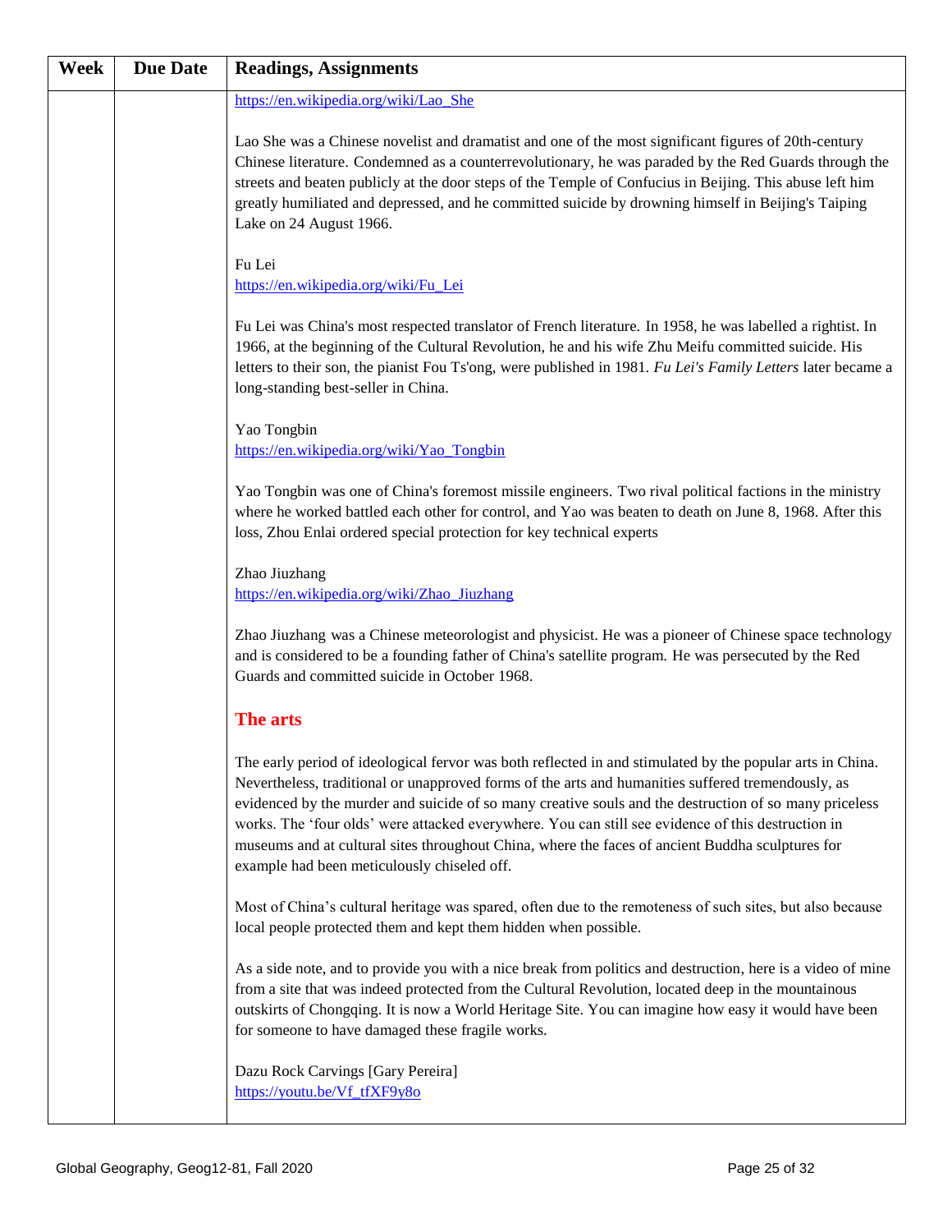| Week | Due Date | Readings, Assignments |
| --- | --- | --- |
| | | https://en.wikipedia.org/wiki/Lao_She<br><br>Lao She was a Chinese novelist and dramatist and one of the most significant figures of 20th-century Chinese literature. Condemned as a counterrevolutionary, he was paraded by the Red Guards through the streets and beaten publicly at the door steps of the Temple of Confucius in Beijing. This abuse left him greatly humiliated and depressed, and he committed suicide by drowning himself in Beijing's Taiping Lake on 24 August 1966.<br><br>Fu Lei<br>https://en.wikipedia.org/wiki/Fu_Lei<br><br>Fu Lei was China's most respected translator of French literature. In 1958, he was labelled a rightist. In 1966, at the beginning of the Cultural Revolution, he and his wife Zhu Meifu committed suicide. His letters to their son, the pianist Fou Ts'ong, were published in 1981. *Fu Lei's Family Letters* later became a long-standing best-seller in China.<br><br>Yao Tongbin<br>https://en.wikipedia.org/wiki/Yao_Tongbin<br><br>Yao Tongbin was one of China's foremost missile engineers. Two rival political factions in the ministry where he worked battled each other for control, and Yao was beaten to death on June 8, 1968. After this loss, Zhou Enlai ordered special protection for key technical experts<br><br>Zhao Jiuzhang<br>https://en.wikipedia.org/wiki/Zhao_Jiuzhang<br><br>Zhao Jiuzhang was a Chinese meteorologist and physicist. He was a pioneer of Chinese space technology and is considered to be a founding father of China's satellite program. He was persecuted by the Red Guards and committed suicide in October 1968.<br><br>**The arts**<br><br>The early period of ideological fervor was both reflected in and stimulated by the popular arts in China. Nevertheless, traditional or unapproved forms of the arts and humanities suffered tremendously, as evidenced by the murder and suicide of so many creative souls and the destruction of so many priceless works. The 'four olds' were attacked everywhere. You can still see evidence of this destruction in museums and at cultural sites throughout China, where the faces of ancient Buddha sculptures for example had been meticulously chiseled off.<br><br>Most of China's cultural heritage was spared, often due to the remoteness of such sites, but also because local people protected them and kept them hidden when possible.<br><br>As a side note, and to provide you with a nice break from politics and destruction, here is a video of mine from a site that was indeed protected from the Cultural Revolution, located deep in the mountainous outskirts of Chongqing. It is now a World Heritage Site. You can imagine how easy it would have been for someone to have damaged these fragile works.<br><br>Dazu Rock Carvings [Gary Pereira]<br>https://youtu.be/Vf_tfXF9y8o |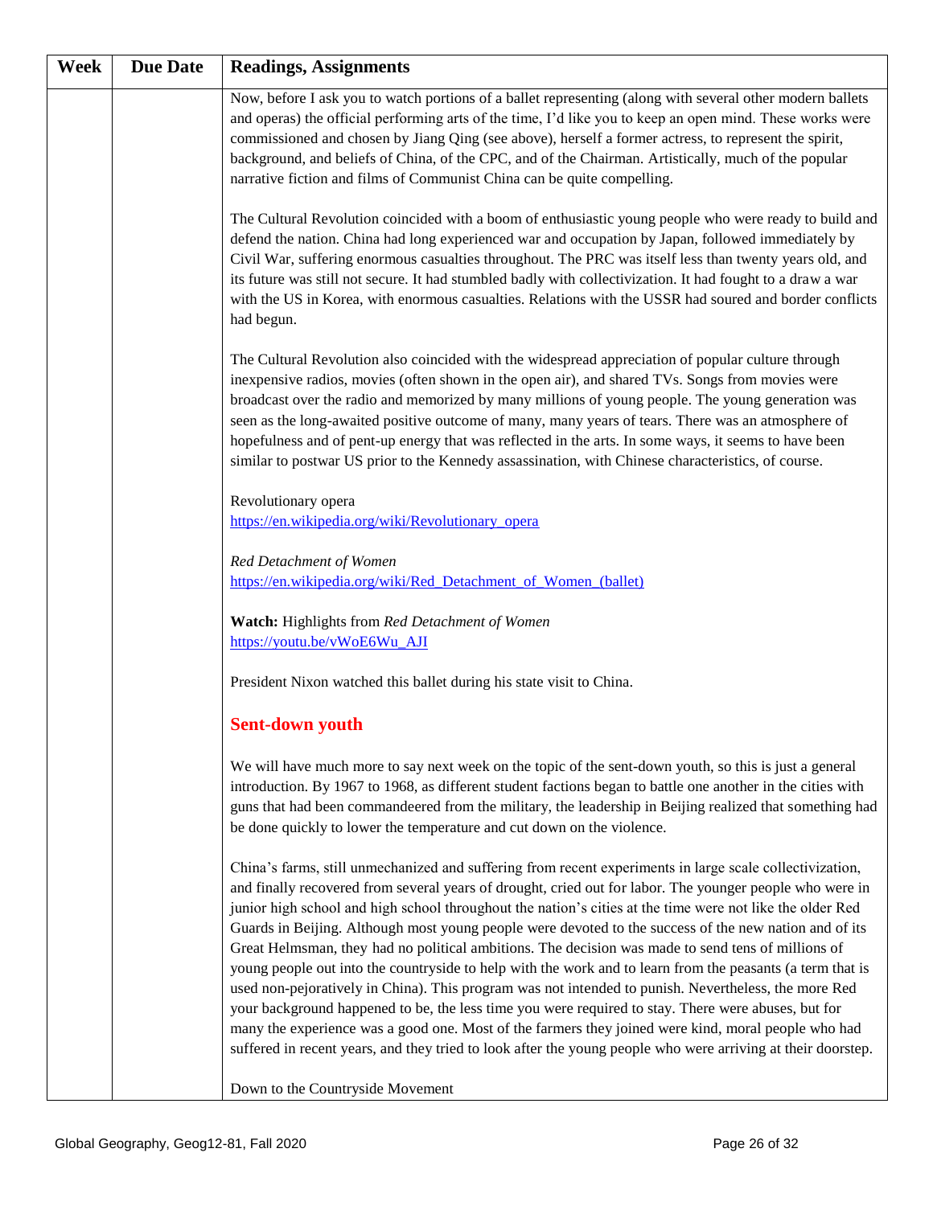| Week | Due Date | Readings, Assignments |
|---|---|---|
| | | Now, before I ask you to watch portions of a ballet representing (along with several other modern ballets and operas) the official performing arts of the time, I'd like you to keep an open mind. These works were commissioned and chosen by Jiang Qing (see above), herself a former actress, to represent the spirit, background, and beliefs of China, of the CPC, and of the Chairman. Artistically, much of the popular narrative fiction and films of Communist China can be quite compelling.<br><br>The Cultural Revolution coincided with a boom of enthusiastic young people who were ready to build and defend the nation. China had long experienced war and occupation by Japan, followed immediately by Civil War, suffering enormous casualties throughout. The PRC was itself less than twenty years old, and its future was still not secure. It had stumbled badly with collectivization. It had fought to a draw a war with the US in Korea, with enormous casualties. Relations with the USSR had soured and border conflicts had begun.<br><br>The Cultural Revolution also coincided with the widespread appreciation of popular culture through inexpensive radios, movies (often shown in the open air), and shared TVs. Songs from movies were broadcast over the radio and memorized by many millions of young people. The young generation was seen as the long-awaited positive outcome of many, many years of tears. There was an atmosphere of hopefulness and of pent-up energy that was reflected in the arts. In some ways, it seems to have been similar to postwar US prior to the Kennedy assassination, with Chinese characteristics, of course.<br><br>Revolutionary opera<br>https://en.wikipedia.org/wiki/Revolutionary_opera<br><br>*Red Detachment of Women*<br>https://en.wikipedia.org/wiki/Red_Detachment_of_Women_(ballet)<br><br>**Watch:** Highlights from *Red Detachment of Women*<br>https://youtu.be/vWoE6Wu_AJI<br><br>President Nixon watched this ballet during his state visit to China.<br><br>**Sent-down youth**<br><br>We will have much more to say next week on the topic of the sent-down youth, so this is just a general introduction. By 1967 to 1968, as different student factions began to battle one another in the cities with guns that had been commandeered from the military, the leadership in Beijing realized that something had be done quickly to lower the temperature and cut down on the violence.<br><br>China's farms, still unmechanized and suffering from recent experiments in large scale collectivization, and finally recovered from several years of drought, cried out for labor. The younger people who were in junior high school and high school throughout the nation's cities at the time were not like the older Red Guards in Beijing. Although most young people were devoted to the success of the new nation and of its Great Helmsman, they had no political ambitions. The decision was made to send tens of millions of young people out into the countryside to help with the work and to learn from the peasants (a term that is used non-pejoratively in China). This program was not intended to punish. Nevertheless, the more Red your background happened to be, the less time you were required to stay. There were abuses, but for many the experience was a good one. Most of the farmers they joined were kind, moral people who had suffered in recent years, and they tried to look after the young people who were arriving at their doorstep.<br><br>Down to the Countryside Movement |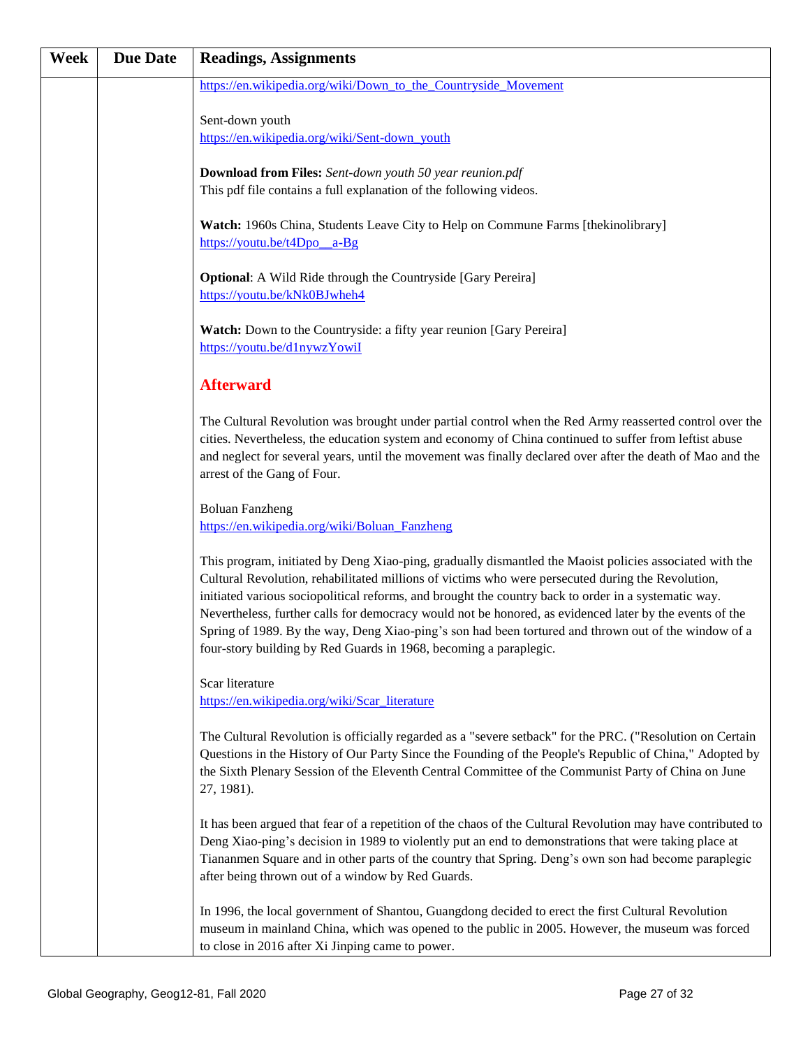| Week | Due Date | Readings, Assignments |
|---|---|---|
| | | https://en.wikipedia.org/wiki/Down_to_the_Countryside_Movement<br><br>Sent-down youth<br>https://en.wikipedia.org/wiki/Sent-down_youth<br><br>**Download from Files:** *Sent-down youth 50 year reunion.pdf*<br>This pdf file contains a full explanation of the following videos.<br><br>**Watch:** 1960s China, Students Leave City to Help on Commune Farms [thekinolibrary]<br>https://youtu.be/t4Dpo__a-Bg<br><br>**Optional**: A Wild Ride through the Countryside [Gary Pereira]<br>https://youtu.be/kNk0BJwheh4<br><br>**Watch:** Down to the Countryside: a fifty year reunion [Gary Pereira]<br>https://youtu.be/d1nywzYowiI<br><br>**Afterward**<br><br>The Cultural Revolution was brought under partial control when the Red Army reasserted control over the cities. Nevertheless, the education system and economy of China continued to suffer from leftist abuse and neglect for several years, until the movement was finally declared over after the death of Mao and the arrest of the Gang of Four.<br><br>Boluan Fanzheng<br>https://en.wikipedia.org/wiki/Boluan_Fanzheng<br><br>This program, initiated by Deng Xiao-ping, gradually dismantled the Maoist policies associated with the Cultural Revolution, rehabilitated millions of victims who were persecuted during the Revolution, initiated various sociopolitical reforms, and brought the country back to order in a systematic way. Nevertheless, further calls for democracy would not be honored, as evidenced later by the events of the Spring of 1989. By the way, Deng Xiao-ping's son had been tortured and thrown out of the window of a four-story building by Red Guards in 1968, becoming a paraplegic.<br><br>Scar literature<br>https://en.wikipedia.org/wiki/Scar_literature<br><br>The Cultural Revolution is officially regarded as a "severe setback" for the PRC. ("Resolution on Certain Questions in the History of Our Party Since the Founding of the People's Republic of China," Adopted by the Sixth Plenary Session of the Eleventh Central Committee of the Communist Party of China on June 27, 1981).<br><br>It has been argued that fear of a repetition of the chaos of the Cultural Revolution may have contributed to Deng Xiao-ping's decision in 1989 to violently put an end to demonstrations that were taking place at Tiananmen Square and in other parts of the country that Spring. Deng's own son had become paraplegic after being thrown out of a window by Red Guards.<br><br>In 1996, the local government of Shantou, Guangdong decided to erect the first Cultural Revolution museum in mainland China, which was opened to the public in 2005. However, the museum was forced to close in 2016 after Xi Jinping came to power. |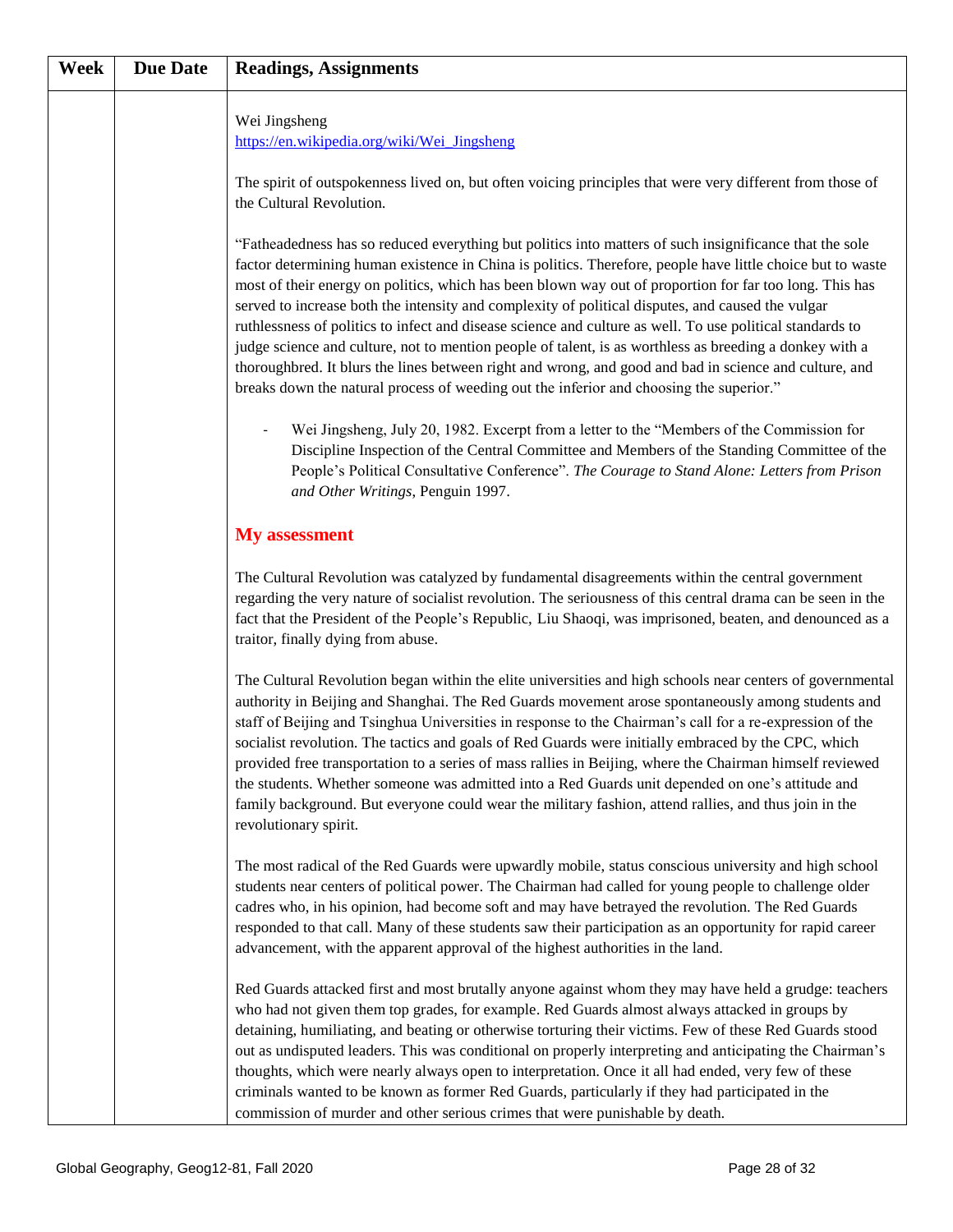| Week | Due Date | Readings, Assignments |
|---|---|---|
| | | Wei Jingsheng<br>https://en.wikipedia.org/wiki/Wei_Jingsheng<br><br>The spirit of outspokenness lived on, but often voicing principles that were very different from those of the Cultural Revolution.<br><br>“Fatheadedness has so reduced everything but politics into matters of such insignificance that the sole factor determining human existence in China is politics. Therefore, people have little choice but to waste most of their energy on politics, which has been blown way out of proportion for far too long. This has served to increase both the intensity and complexity of political disputes, and caused the vulgar ruthlessness of politics to infect and disease science and culture as well. To use political standards to judge science and culture, not to mention people of talent, is as worthless as breeding a donkey with a thoroughbred. It blurs the lines between right and wrong, and good and bad in science and culture, and breaks down the natural process of weeding out the inferior and choosing the superior.”<br><br>- Wei Jingsheng, July 20, 1982. Excerpt from a letter to the “Members of the Commission for Discipline Inspection of the Central Committee and Members of the Standing Committee of the People’s Political Consultative Conference”. *The Courage to Stand Alone: Letters from Prison and Other Writings*, Penguin 1997.<br><br>**My assessment**<br><br>The Cultural Revolution was catalyzed by fundamental disagreements within the central government regarding the very nature of socialist revolution. The seriousness of this central drama can be seen in the fact that the President of the People’s Republic, Liu Shaoqi, was imprisoned, beaten, and denounced as a traitor, finally dying from abuse.<br><br>The Cultural Revolution began within the elite universities and high schools near centers of governmental authority in Beijing and Shanghai. The Red Guards movement arose spontaneously among students and staff of Beijing and Tsinghua Universities in response to the Chairman’s call for a re-expression of the socialist revolution. The tactics and goals of Red Guards were initially embraced by the CPC, which provided free transportation to a series of mass rallies in Beijing, where the Chairman himself reviewed the students. Whether someone was admitted into a Red Guards unit depended on one’s attitude and family background. But everyone could wear the military fashion, attend rallies, and thus join in the revolutionary spirit.<br><br>The most radical of the Red Guards were upwardly mobile, status conscious university and high school students near centers of political power. The Chairman had called for young people to challenge older cadres who, in his opinion, had become soft and may have betrayed the revolution. The Red Guards responded to that call. Many of these students saw their participation as an opportunity for rapid career advancement, with the apparent approval of the highest authorities in the land.<br><br>Red Guards attacked first and most brutally anyone against whom they may have held a grudge: teachers who had not given them top grades, for example. Red Guards almost always attacked in groups by detaining, humiliating, and beating or otherwise torturing their victims. Few of these Red Guards stood out as undisputed leaders. This was conditional on properly interpreting and anticipating the Chairman’s thoughts, which were nearly always open to interpretation. Once it all had ended, very few of these criminals wanted to be known as former Red Guards, particularly if they had participated in the commission of murder and other serious crimes that were punishable by death. |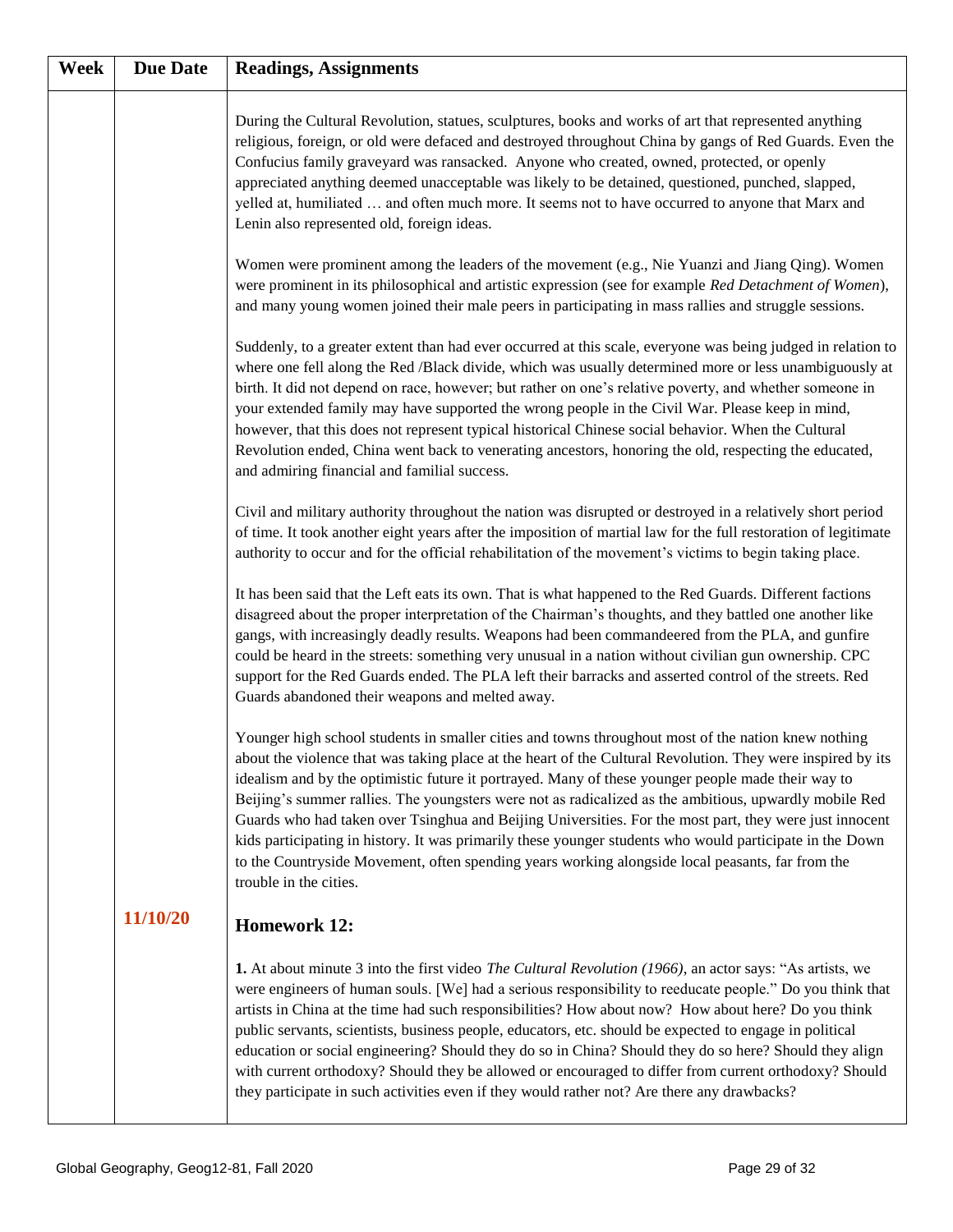| Week | Due Date | Readings, Assignments |
|---|---|---|
| | | During the Cultural Revolution, statues, sculptures, books and works of art that represented anything religious, foreign, or old were defaced and destroyed throughout China by gangs of Red Guards. Even the Confucius family graveyard was ransacked. Anyone who created, owned, protected, or openly appreciated anything deemed unacceptable was likely to be detained, questioned, punched, slapped, yelled at, humiliated … and often much more. It seems not to have occurred to anyone that Marx and Lenin also represented old, foreign ideas.<br><br>Women were prominent among the leaders of the movement (e.g., Nie Yuanzi and Jiang Qing). Women were prominent in its philosophical and artistic expression (see for example *Red Detachment of Women*), and many young women joined their male peers in participating in mass rallies and struggle sessions.<br><br>Suddenly, to a greater extent than had ever occurred at this scale, everyone was being judged in relation to where one fell along the Red /Black divide, which was usually determined more or less unambiguously at birth. It did not depend on race, however; but rather on one's relative poverty, and whether someone in your extended family may have supported the wrong people in the Civil War. Please keep in mind, however, that this does not represent typical historical Chinese social behavior. When the Cultural Revolution ended, China went back to venerating ancestors, honoring the old, respecting the educated, and admiring financial and familial success.<br><br>Civil and military authority throughout the nation was disrupted or destroyed in a relatively short period of time. It took another eight years after the imposition of martial law for the full restoration of legitimate authority to occur and for the official rehabilitation of the movement's victims to begin taking place.<br><br>It has been said that the Left eats its own. That is what happened to the Red Guards. Different factions disagreed about the proper interpretation of the Chairman's thoughts, and they battled one another like gangs, with increasingly deadly results. Weapons had been commandeered from the PLA, and gunfire could be heard in the streets: something very unusual in a nation without civilian gun ownership. CPC support for the Red Guards ended. The PLA left their barracks and asserted control of the streets. Red Guards abandoned their weapons and melted away.<br><br>Younger high school students in smaller cities and towns throughout most of the nation knew nothing about the violence that was taking place at the heart of the Cultural Revolution. They were inspired by its idealism and by the optimistic future it portrayed. Many of these younger people made their way to Beijing's summer rallies. The youngsters were not as radicalized as the ambitious, upwardly mobile Red Guards who had taken over Tsinghua and Beijing Universities. For the most part, they were just innocent kids participating in history. It was primarily these younger students who would participate in the Down to the Countryside Movement, often spending years working alongside local peasants, far from the trouble in the cities. |
| | **11/10/20** | **Homework 12:**<br><br>**1.** At about minute 3 into the first video *The Cultural Revolution (1966)*, an actor says: "As artists, we were engineers of human souls. [We] had a serious responsibility to reeducate people." Do you think that artists in China at the time had such responsibilities? How about now? How about here? Do you think public servants, scientists, business people, educators, etc. should be expected to engage in political education or social engineering? Should they do so in China? Should they do so here? Should they align with current orthodoxy? Should they be allowed or encouraged to differ from current orthodoxy? Should they participate in such activities even if they would rather not? Are there any drawbacks? |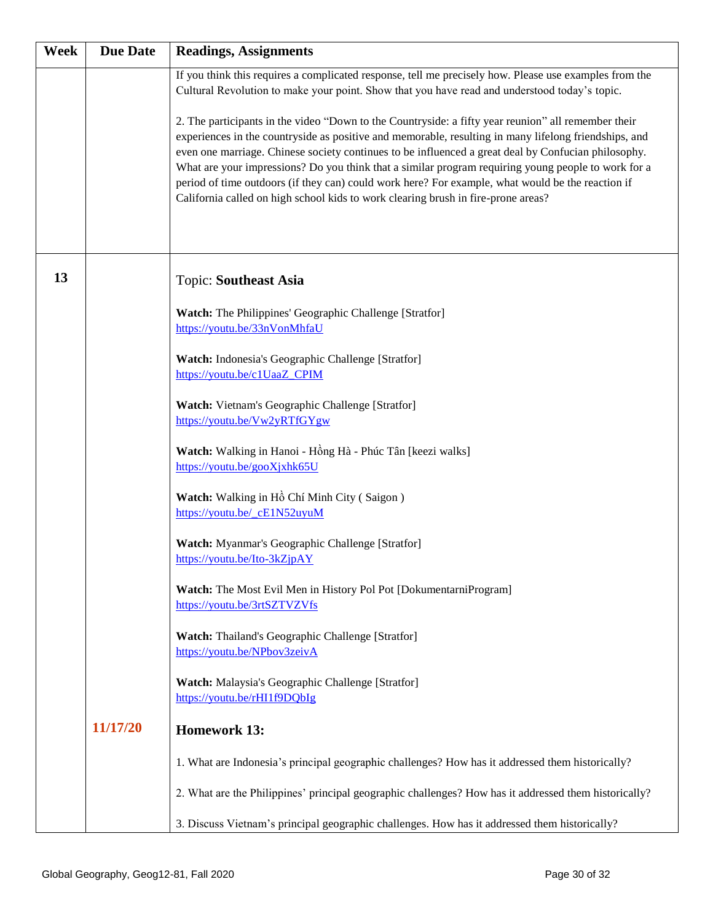| Week | Due Date | Readings, Assignments |
|---|---|---|
| | | If you think this requires a complicated response, tell me precisely how. Please use examples from the Cultural Revolution to make your point. Show that you have read and understood today's topic.<br><br>2. The participants in the video "Down to the Countryside: a fifty year reunion" all remember their experiences in the countryside as positive and memorable, resulting in many lifelong friendships, and even one marriage. Chinese society continues to be influenced a great deal by Confucian philosophy. What are your impressions? Do you think that a similar program requiring young people to work for a period of time outdoors (if they can) could work here? For example, what would be the reaction if California called on high school kids to work clearing brush in fire-prone areas? |
| **13** | | Topic: **Southeast Asia**<br><br>**Watch:** The Philippines' Geographic Challenge [Stratfor]<br>https://youtu.be/33nVonMhfaU<br><br>**Watch:** Indonesia's Geographic Challenge [Stratfor]<br>https://youtu.be/c1UaaZ_CPIM<br><br>**Watch:** Vietnam's Geographic Challenge [Stratfor]<br>https://youtu.be/Vw2yRTfGYgw<br><br>**Watch:** Walking in Hanoi - Hồng Hà - Phúc Tân [keezi walks]<br>https://youtu.be/gooXjxhk65U<br><br>**Watch:** Walking in Hồ Chí Minh City ( Saigon )<br>https://youtu.be/_cE1N52uyuM<br><br>**Watch:** Myanmar's Geographic Challenge [Stratfor]<br>https://youtu.be/Ito-3kZjpAY<br><br>**Watch:** The Most Evil Men in History Pol Pot [DokumentarniProgram]<br>https://youtu.be/3rtSZTVZVfs<br><br>**Watch:** Thailand's Geographic Challenge [Stratfor]<br>https://youtu.be/NPbov3zeivA<br><br>**Watch:** Malaysia's Geographic Challenge [Stratfor]<br>https://youtu.be/rHI1f9DQbIg |
| | **11/17/20** | **Homework 13:**<br><br>1. What are Indonesia's principal geographic challenges? How has it addressed them historically?<br><br>2. What are the Philippines' principal geographic challenges? How has it addressed them historically?<br><br>3. Discuss Vietnam's principal geographic challenges. How has it addressed them historically? |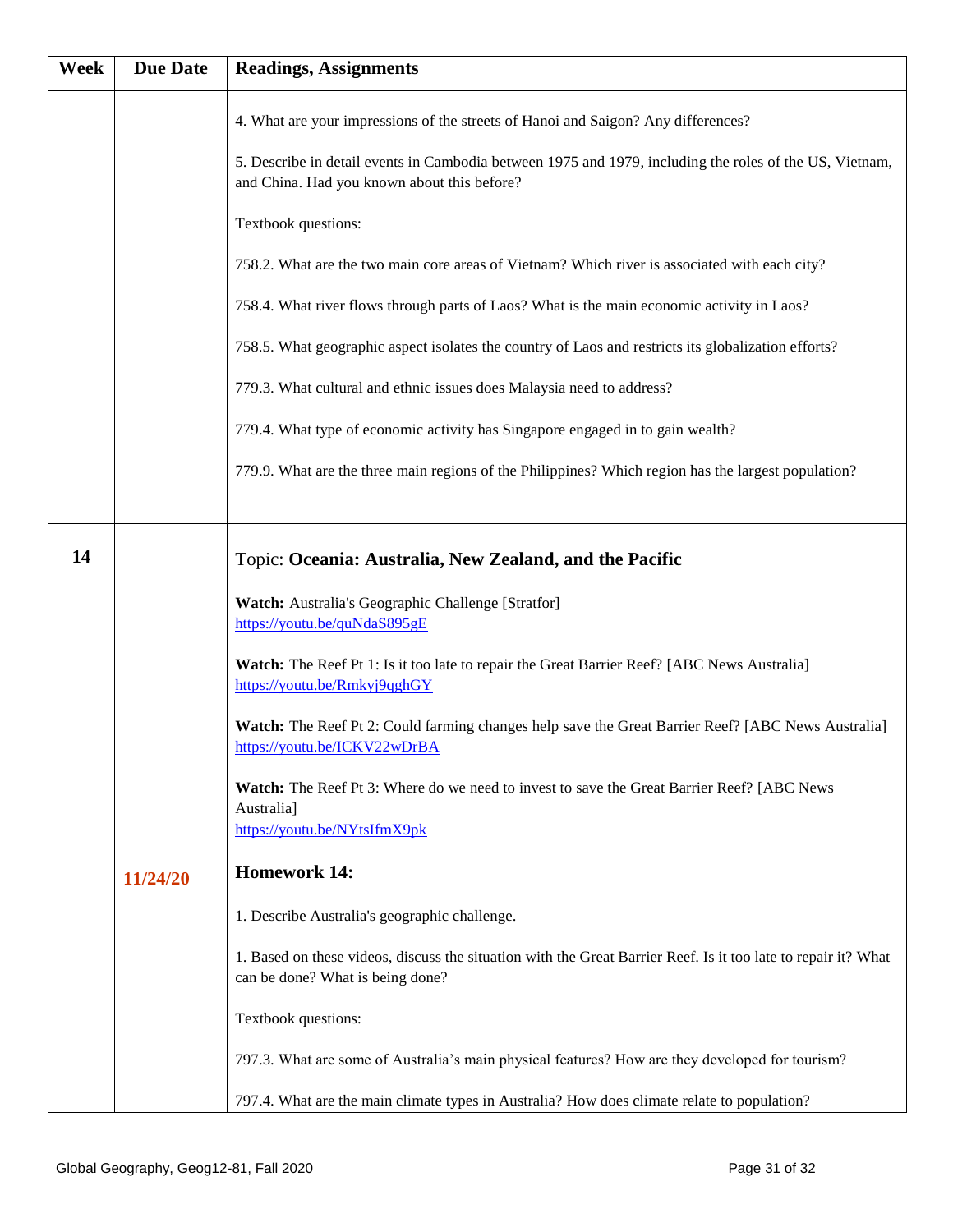| Week | Due Date | Readings, Assignments |
|---|---|---|
| | | 4. What are your impressions of the streets of Hanoi and Saigon? Any differences?<br><br>5. Describe in detail events in Cambodia between 1975 and 1979, including the roles of the US, Vietnam, and China. Had you known about this before?<br><br>Textbook questions:<br><br>758.2. What are the two main core areas of Vietnam? Which river is associated with each city?<br><br>758.4. What river flows through parts of Laos? What is the main economic activity in Laos?<br><br>758.5. What geographic aspect isolates the country of Laos and restricts its globalization efforts?<br><br>779.3. What cultural and ethnic issues does Malaysia need to address?<br><br>779.4. What type of economic activity has Singapore engaged in to gain wealth?<br><br>779.9. What are the three main regions of the Philippines? Which region has the largest population? |
| **14** | **11/24/20** | Topic: **Oceania: Australia, New Zealand, and the Pacific**<br><br>**Watch:** Australia's Geographic Challenge [Stratfor]<br>https://youtu.be/quNdaS895gE<br><br>**Watch:** The Reef Pt 1: Is it too late to repair the Great Barrier Reef? [ABC News Australia]<br>https://youtu.be/Rmkyj9qghGY<br><br>**Watch:** The Reef Pt 2: Could farming changes help save the Great Barrier Reef? [ABC News Australia]<br>https://youtu.be/ICKV22wDrBA<br><br>**Watch:** The Reef Pt 3: Where do we need to invest to save the Great Barrier Reef? [ABC News Australia]<br>https://youtu.be/NYtsIfmX9pk<br><br>**Homework 14:**<br><br>1. Describe Australia's geographic challenge.<br><br>1. Based on these videos, discuss the situation with the Great Barrier Reef. Is it too late to repair it? What can be done? What is being done?<br><br>Textbook questions:<br><br>797.3. What are some of Australia's main physical features? How are they developed for tourism?<br><br>797.4. What are the main climate types in Australia? How does climate relate to population? |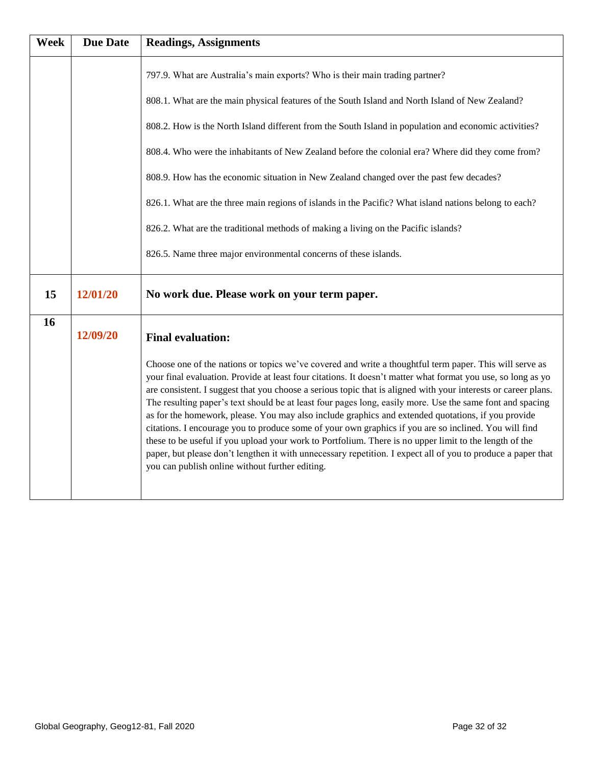| Week | Due Date | Readings, Assignments |
| --- | --- | --- |
| | | 797.9. What are Australia's main exports? Who is their main trading partner?<br><br>808.1. What are the main physical features of the South Island and North Island of New Zealand?<br><br>808.2. How is the North Island different from the South Island in population and economic activities?<br><br>808.4. Who were the inhabitants of New Zealand before the colonial era? Where did they come from?<br><br>808.9. How has the economic situation in New Zealand changed over the past few decades?<br><br>826.1. What are the three main regions of islands in the Pacific? What island nations belong to each?<br><br>826.2. What are the traditional methods of making a living on the Pacific islands?<br><br>826.5. Name three major environmental concerns of these islands. |
| **15** | **12/01/20** | **No work due. Please work on your term paper.** |
| **16** | **12/09/20** | **Final evaluation:**<br><br>Choose one of the nations or topics we've covered and write a thoughtful term paper. This will serve as your final evaluation. Provide at least four citations. It doesn't matter what format you use, so long as yo are consistent. I suggest that you choose a serious topic that is aligned with your interests or career plans. The resulting paper's text should be at least four pages long, easily more. Use the same font and spacing as for the homework, please. You may also include graphics and extended quotations, if you provide citations. I encourage you to produce some of your own graphics if you are so inclined. You will find these to be useful if you upload your work to Portfolium. There is no upper limit to the length of the paper, but please don't lengthen it with unnecessary repetition. I expect all of you to produce a paper that you can publish online without further editing. |